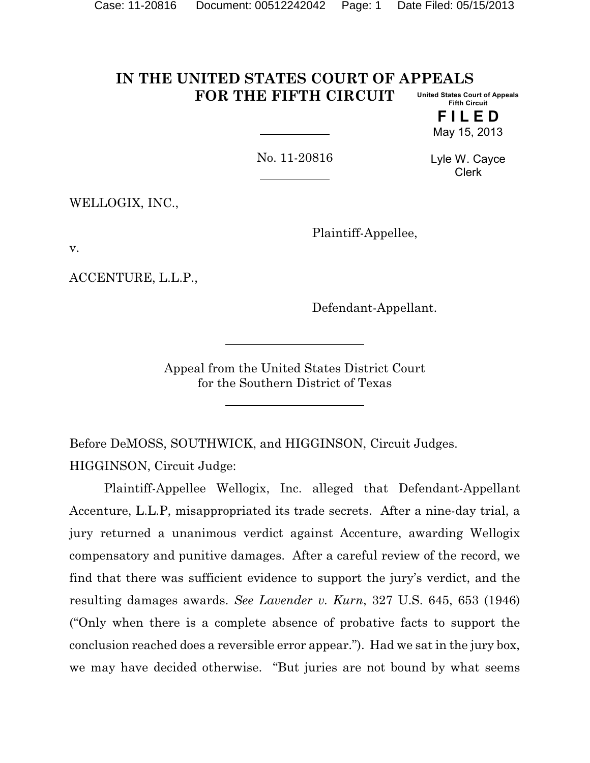# IN THE UNITED STATES COURT OF APPEALS FOR THE FIFTH CIRCUIT

United States Court of Appeals
Fifth Circuit

**FILED**
May 15, 2013

Lyle W. Cayce
Clerk

No. 11-20816

WELLOGIX, INC.,

Plaintiff-Appellee,

v.

ACCENTURE, L.L.P.,

Defendant-Appellant.

Appeal from the United States District Court
for the Southern District of Texas

Before DeMOSS, SOUTHWICK, and HIGGINSON, Circuit Judges.

HIGGINSON, Circuit Judge:

Plaintiff-Appellee Wellogix, Inc. alleged that Defendant-Appellant Accenture, L.L.P, misappropriated its trade secrets. After a nine-day trial, a jury returned a unanimous verdict against Accenture, awarding Wellogix compensatory and punitive damages. After a careful review of the record, we find that there was sufficient evidence to support the jury's verdict, and the resulting damages awards. *See Lavender v. Kurn*, 327 U.S. 645, 653 (1946) ("Only when there is a complete absence of probative facts to support the conclusion reached does a reversible error appear."). Had we sat in the jury box, we may have decided otherwise. "But juries are not bound by what seems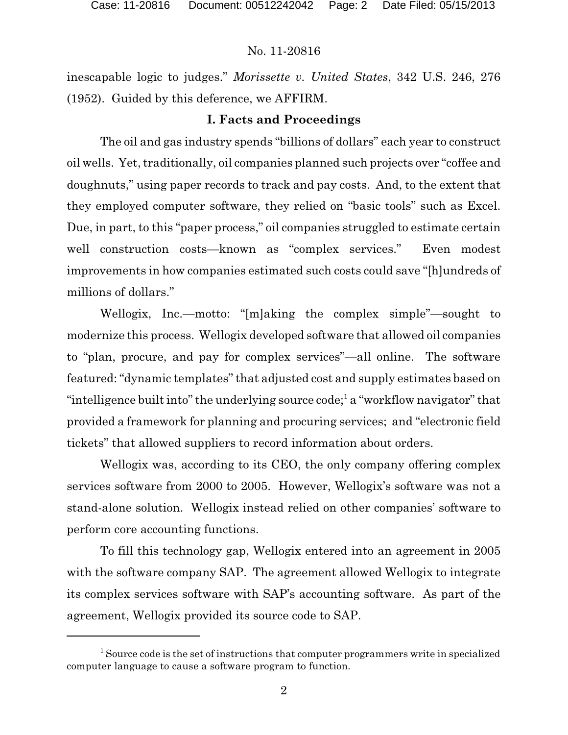inescapable logic to judges." *Morissette v. United States*, 342 U.S. 246, 276 (1952). Guided by this deference, we AFFIRM.

## I. Facts and Proceedings

The oil and gas industry spends "billions of dollars" each year to construct oil wells. Yet, traditionally, oil companies planned such projects over "coffee and doughnuts," using paper records to track and pay costs. And, to the extent that they employed computer software, they relied on "basic tools" such as Excel. Due, in part, to this "paper process," oil companies struggled to estimate certain well construction costs—known as "complex services." Even modest improvements in how companies estimated such costs could save "[h]undreds of millions of dollars."

Wellogix, Inc.—motto: "[m]aking the complex simple"—sought to modernize this process. Wellogix developed software that allowed oil companies to "plan, procure, and pay for complex services"—all online. The software featured: "dynamic templates" that adjusted cost and supply estimates based on "intelligence built into" the underlying source code;[1] a "workflow navigator" that provided a framework for planning and procuring services; and "electronic field tickets" that allowed suppliers to record information about orders.

Wellogix was, according to its CEO, the only company offering complex services software from 2000 to 2005. However, Wellogix's software was not a stand-alone solution. Wellogix instead relied on other companies' software to perform core accounting functions.

To fill this technology gap, Wellogix entered into an agreement in 2005 with the software company SAP. The agreement allowed Wellogix to integrate its complex services software with SAP's accounting software. As part of the agreement, Wellogix provided its source code to SAP.

---

[1] Source code is the set of instructions that computer programmers write in specialized computer language to cause a software program to function.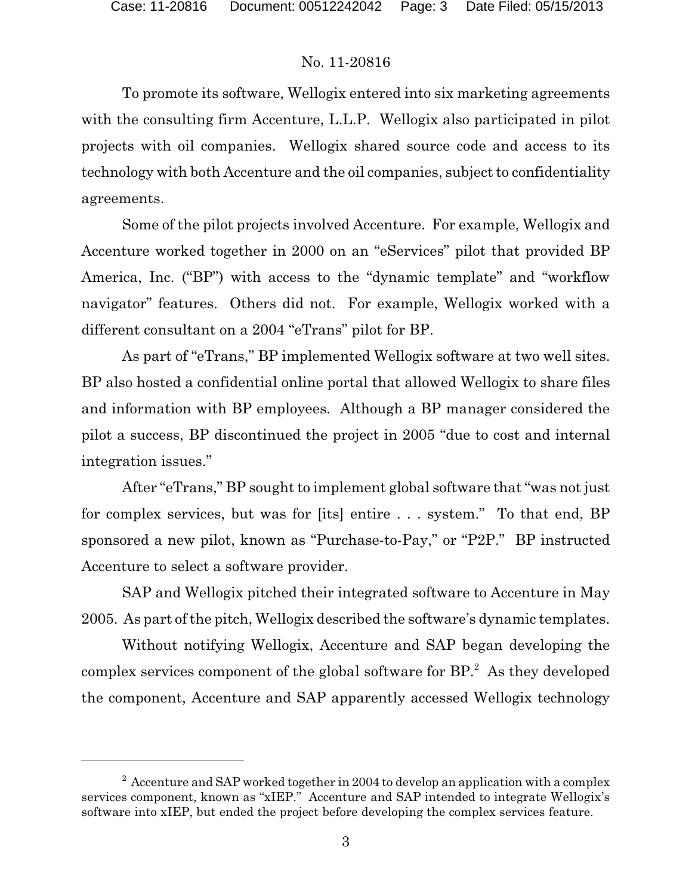To promote its software, Wellogix entered into six marketing agreements with the consulting firm Accenture, L.L.P. Wellogix also participated in pilot projects with oil companies. Wellogix shared source code and access to its technology with both Accenture and the oil companies, subject to confidentiality agreements.

Some of the pilot projects involved Accenture. For example, Wellogix and Accenture worked together in 2000 on an "eServices" pilot that provided BP America, Inc. ("BP") with access to the "dynamic template" and "workflow navigator" features. Others did not. For example, Wellogix worked with a different consultant on a 2004 "eTrans" pilot for BP.

As part of "eTrans," BP implemented Wellogix software at two well sites. BP also hosted a confidential online portal that allowed Wellogix to share files and information with BP employees. Although a BP manager considered the pilot a success, BP discontinued the project in 2005 "due to cost and internal integration issues."

After "eTrans," BP sought to implement global software that "was not just for complex services, but was for [its] entire . . . system." To that end, BP sponsored a new pilot, known as "Purchase-to-Pay," or "P2P." BP instructed Accenture to select a software provider.

SAP and Wellogix pitched their integrated software to Accenture in May 2005. As part of the pitch, Wellogix described the software's dynamic templates.

Without notifying Wellogix, Accenture and SAP began developing the complex services component of the global software for BP.[2] As they developed the component, Accenture and SAP apparently accessed Wellogix technology

---

[2] Accenture and SAP worked together in 2004 to develop an application with a complex services component, known as "xIEP." Accenture and SAP intended to integrate Wellogix's software into xIEP, but ended the project before developing the complex services feature.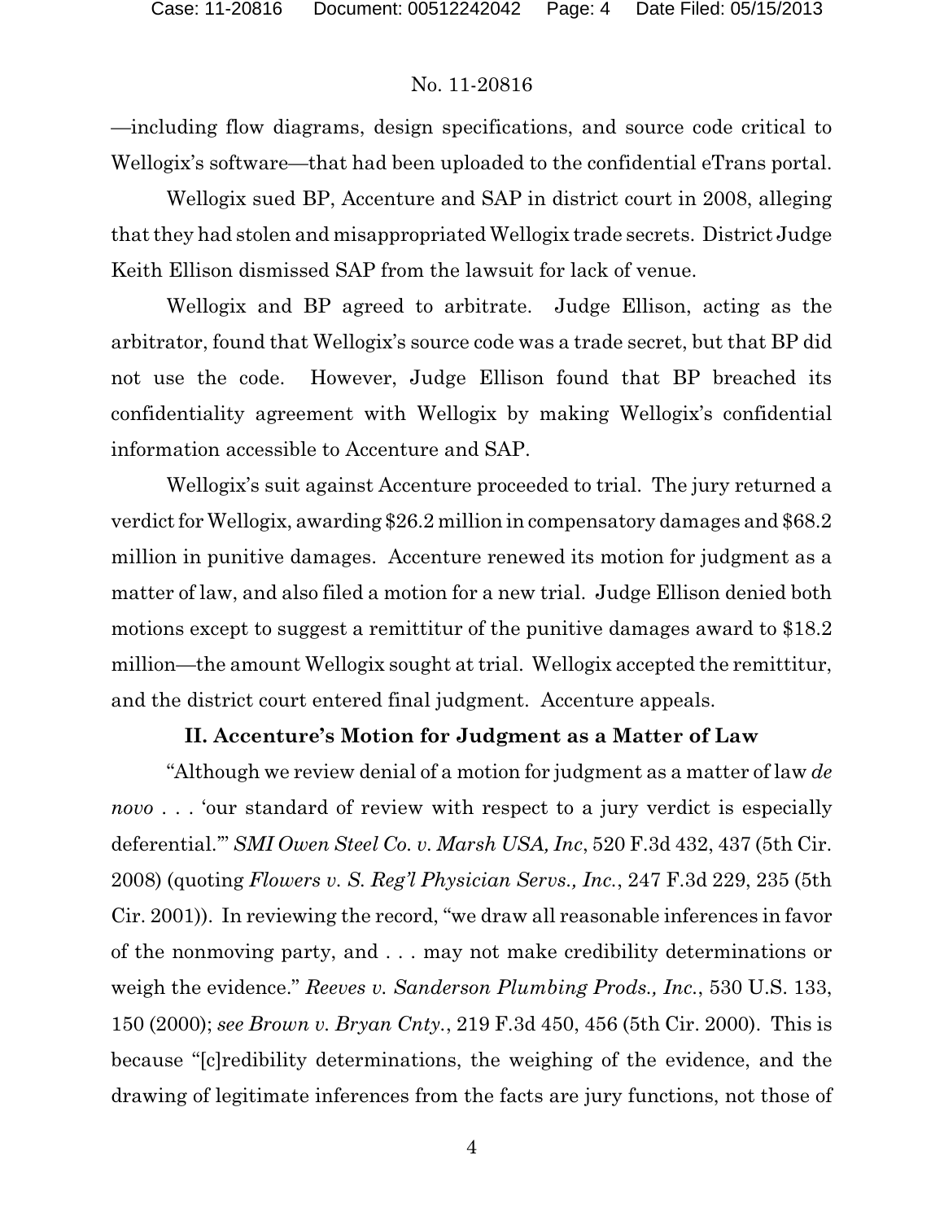—including flow diagrams, design specifications, and source code critical to Wellogix's software—that had been uploaded to the confidential eTrans portal.

Wellogix sued BP, Accenture and SAP in district court in 2008, alleging that they had stolen and misappropriated Wellogix trade secrets. District Judge Keith Ellison dismissed SAP from the lawsuit for lack of venue.

Wellogix and BP agreed to arbitrate. Judge Ellison, acting as the arbitrator, found that Wellogix's source code was a trade secret, but that BP did not use the code. However, Judge Ellison found that BP breached its confidentiality agreement with Wellogix by making Wellogix's confidential information accessible to Accenture and SAP.

Wellogix's suit against Accenture proceeded to trial. The jury returned a verdict for Wellogix, awarding \$26.2 million in compensatory damages and \$68.2 million in punitive damages. Accenture renewed its motion for judgment as a matter of law, and also filed a motion for a new trial. Judge Ellison denied both motions except to suggest a remittitur of the punitive damages award to \$18.2 million—the amount Wellogix sought at trial. Wellogix accepted the remittitur, and the district court entered final judgment. Accenture appeals.

## II. Accenture's Motion for Judgment as a Matter of Law

"Although we review denial of a motion for judgment as a matter of law *de novo* . . . 'our standard of review with respect to a jury verdict is especially deferential.'" *SMI Owen Steel Co. v. Marsh USA, Inc*, 520 F.3d 432, 437 (5th Cir. 2008) (quoting *Flowers v. S. Reg'l Physician Servs., Inc.*, 247 F.3d 229, 235 (5th Cir. 2001)). In reviewing the record, "we draw all reasonable inferences in favor of the nonmoving party, and . . . may not make credibility determinations or weigh the evidence." *Reeves v. Sanderson Plumbing Prods., Inc.*, 530 U.S. 133, 150 (2000); *see Brown v. Bryan Cnty.*, 219 F.3d 450, 456 (5th Cir. 2000). This is because "[c]redibility determinations, the weighing of the evidence, and the drawing of legitimate inferences from the facts are jury functions, not those of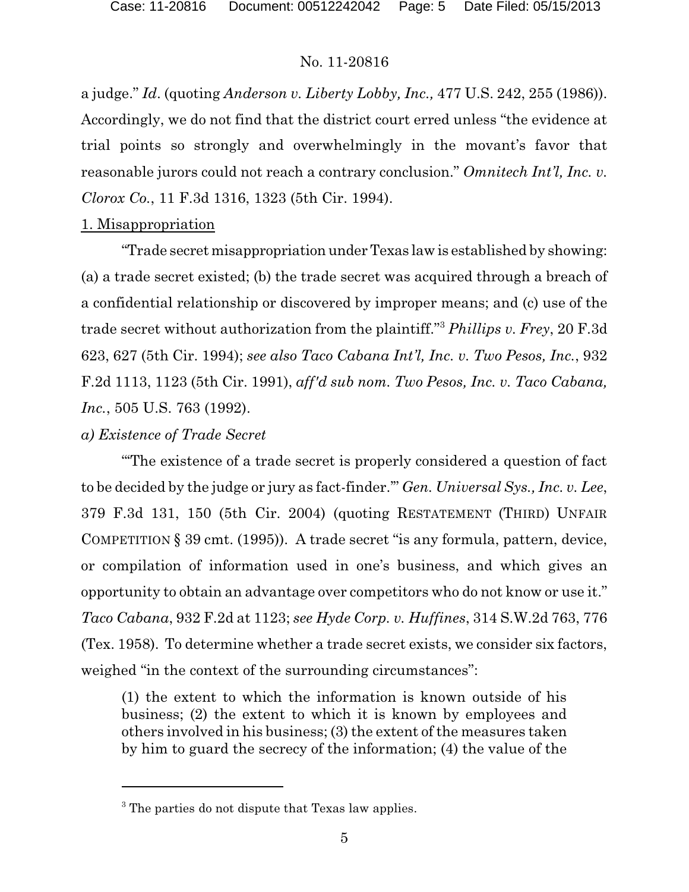a judge." *Id*. (quoting *Anderson v. Liberty Lobby, Inc.,* 477 U.S. 242, 255 (1986)). Accordingly, we do not find that the district court erred unless "the evidence at trial points so strongly and overwhelmingly in the movant's favor that reasonable jurors could not reach a contrary conclusion." *Omnitech Int'l, Inc. v. Clorox Co.*, 11 F.3d 1316, 1323 (5th Cir. 1994).

1. Misappropriation

"Trade secret misappropriation under Texas law is established by showing: (a) a trade secret existed; (b) the trade secret was acquired through a breach of a confidential relationship or discovered by improper means; and (c) use of the trade secret without authorization from the plaintiff."[3] *Phillips v. Frey*, 20 F.3d 623, 627 (5th Cir. 1994); *see also Taco Cabana Int'l, Inc. v. Two Pesos, Inc.*, 932 F.2d 1113, 1123 (5th Cir. 1991), *aff'd sub nom. Two Pesos, Inc. v. Taco Cabana, Inc.*, 505 U.S. 763 (1992).

*a) Existence of Trade Secret*

"'The existence of a trade secret is properly considered a question of fact to be decided by the judge or jury as fact-finder.'" *Gen. Universal Sys., Inc. v. Lee*, 379 F.3d 131, 150 (5th Cir. 2004) (quoting RESTATEMENT (THIRD) UNFAIR COMPETITION § 39 cmt. (1995)). A trade secret "is any formula, pattern, device, or compilation of information used in one's business, and which gives an opportunity to obtain an advantage over competitors who do not know or use it." *Taco Cabana*, 932 F.2d at 1123; *see Hyde Corp. v. Huffines*, 314 S.W.2d 763, 776 (Tex. 1958). To determine whether a trade secret exists, we consider six factors, weighed "in the context of the surrounding circumstances":

> (1) the extent to which the information is known outside of his business; (2) the extent to which it is known by employees and others involved in his business; (3) the extent of the measures taken by him to guard the secrecy of the information; (4) the value of the

[3] The parties do not dispute that Texas law applies.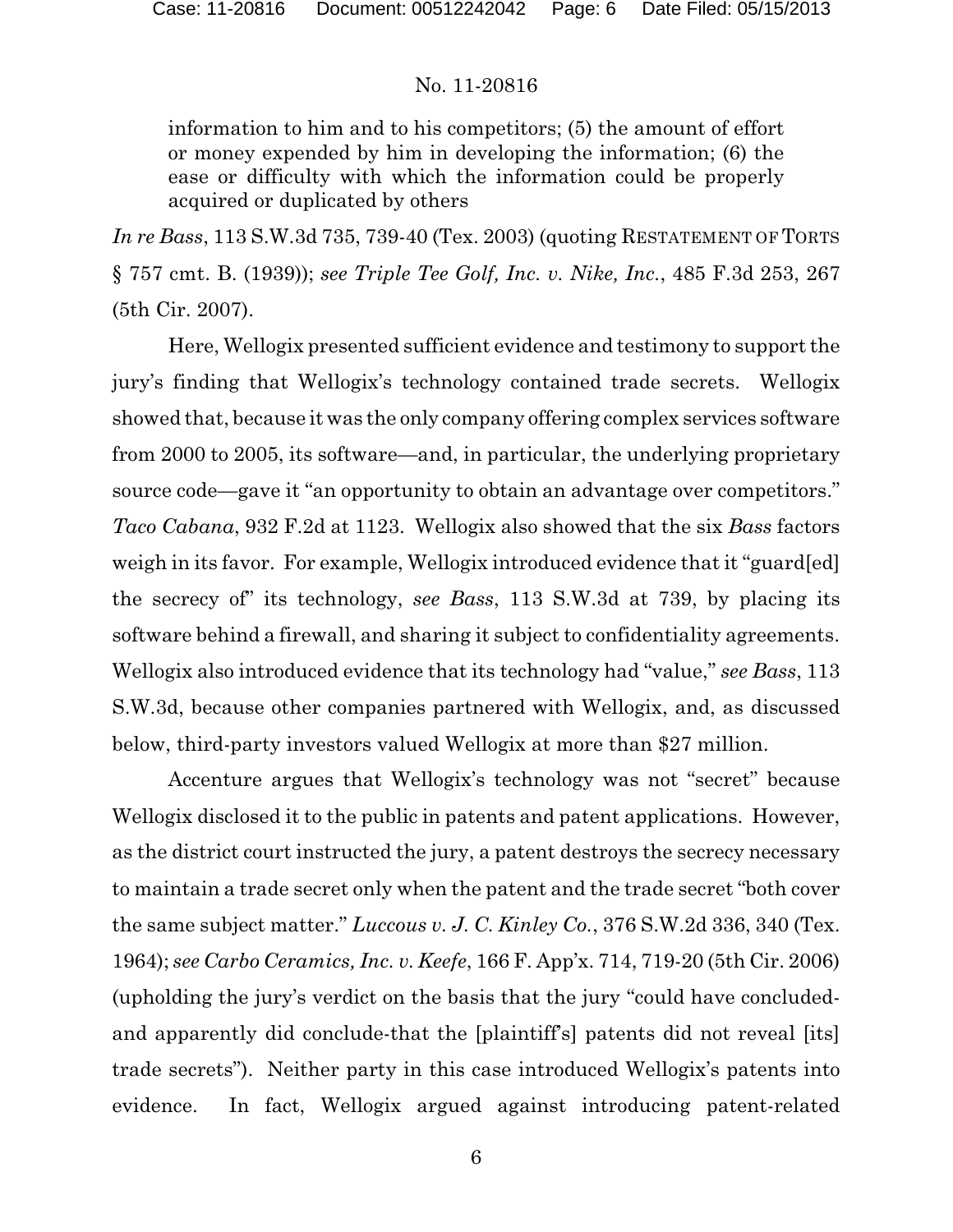information to him and to his competitors; (5) the amount of effort or money expended by him in developing the information; (6) the ease or difficulty with which the information could be properly acquired or duplicated by others

*In re Bass*, 113 S.W.3d 735, 739-40 (Tex. 2003) (quoting RESTATEMENT OF TORTS § 757 cmt. B. (1939)); *see Triple Tee Golf, Inc. v. Nike, Inc.*, 485 F.3d 253, 267 (5th Cir. 2007).

Here, Wellogix presented sufficient evidence and testimony to support the jury's finding that Wellogix's technology contained trade secrets. Wellogix showed that, because it was the only company offering complex services software from 2000 to 2005, its software—and, in particular, the underlying proprietary source code—gave it "an opportunity to obtain an advantage over competitors." *Taco Cabana*, 932 F.2d at 1123. Wellogix also showed that the six *Bass* factors weigh in its favor. For example, Wellogix introduced evidence that it "guard[ed] the secrecy of" its technology, *see Bass*, 113 S.W.3d at 739, by placing its software behind a firewall, and sharing it subject to confidentiality agreements. Wellogix also introduced evidence that its technology had "value," *see Bass*, 113 S.W.3d, because other companies partnered with Wellogix, and, as discussed below, third-party investors valued Wellogix at more than $27 million.

Accenture argues that Wellogix's technology was not "secret" because Wellogix disclosed it to the public in patents and patent applications. However, as the district court instructed the jury, a patent destroys the secrecy necessary to maintain a trade secret only when the patent and the trade secret "both cover the same subject matter." *Luccous v. J. C. Kinley Co.*, 376 S.W.2d 336, 340 (Tex. 1964); *see Carbo Ceramics, Inc. v. Keefe*, 166 F. App'x. 714, 719-20 (5th Cir. 2006) (upholding the jury's verdict on the basis that the jury "could have concluded-and apparently did conclude-that the [plaintiff's] patents did not reveal [its] trade secrets"). Neither party in this case introduced Wellogix's patents into evidence. In fact, Wellogix argued against introducing patent-related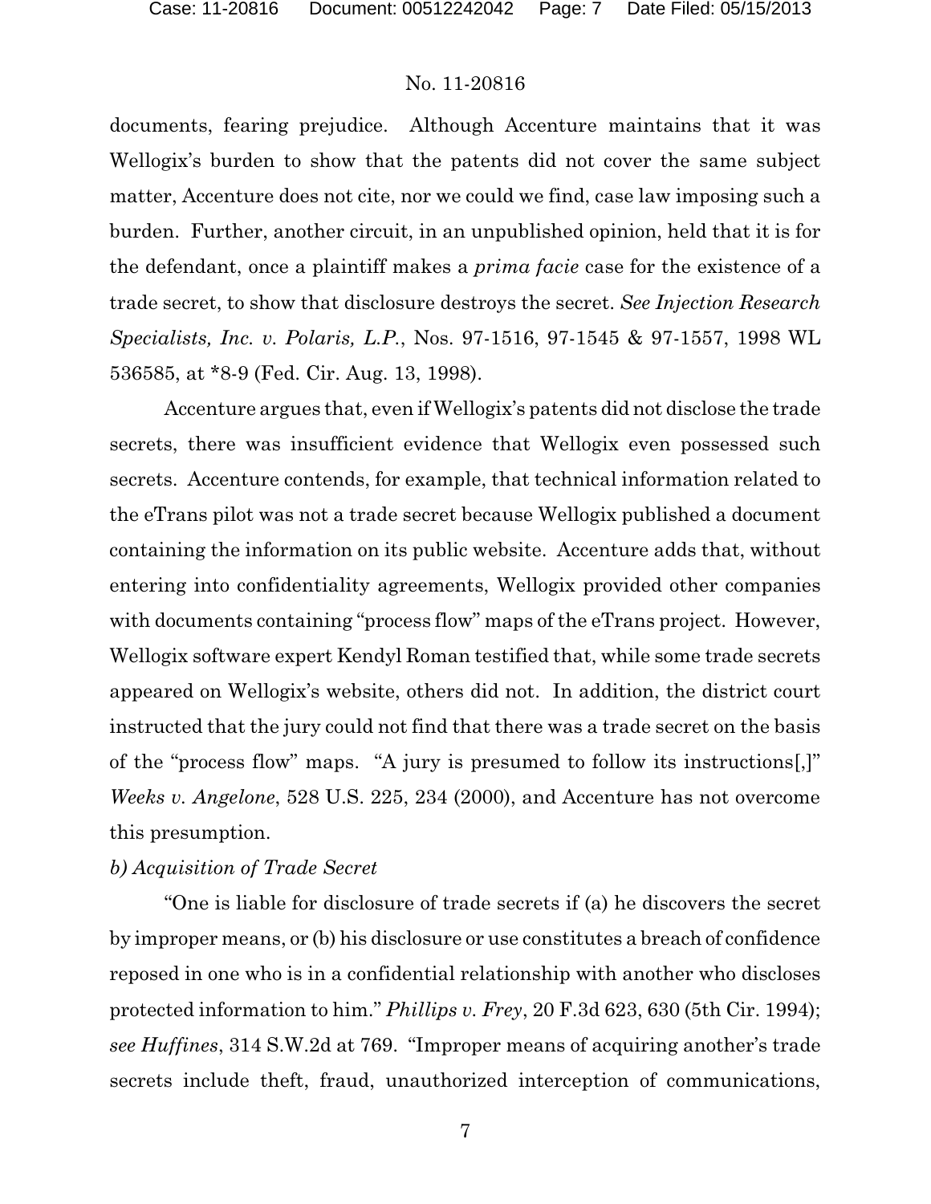documents, fearing prejudice. Although Accenture maintains that it was Wellogix's burden to show that the patents did not cover the same subject matter, Accenture does not cite, nor we could we find, case law imposing such a burden. Further, another circuit, in an unpublished opinion, held that it is for the defendant, once a plaintiff makes a *prima facie* case for the existence of a trade secret, to show that disclosure destroys the secret. *See Injection Research Specialists, Inc. v. Polaris, L.P.*, Nos. 97-1516, 97-1545 & 97-1557, 1998 WL 536585, at *8-9 (Fed. Cir. Aug. 13, 1998).

Accenture argues that, even if Wellogix's patents did not disclose the trade secrets, there was insufficient evidence that Wellogix even possessed such secrets. Accenture contends, for example, that technical information related to the eTrans pilot was not a trade secret because Wellogix published a document containing the information on its public website. Accenture adds that, without entering into confidentiality agreements, Wellogix provided other companies with documents containing "process flow" maps of the eTrans project. However, Wellogix software expert Kendyl Roman testified that, while some trade secrets appeared on Wellogix's website, others did not. In addition, the district court instructed that the jury could not find that there was a trade secret on the basis of the "process flow" maps. "A jury is presumed to follow its instructions[,]" *Weeks v. Angelone*, 528 U.S. 225, 234 (2000), and Accenture has not overcome this presumption.

*b) Acquisition of Trade Secret*

"One is liable for disclosure of trade secrets if (a) he discovers the secret by improper means, or (b) his disclosure or use constitutes a breach of confidence reposed in one who is in a confidential relationship with another who discloses protected information to him." *Phillips v. Frey*, 20 F.3d 623, 630 (5th Cir. 1994); *see Huffines*, 314 S.W.2d at 769. "Improper means of acquiring another's trade secrets include theft, fraud, unauthorized interception of communications,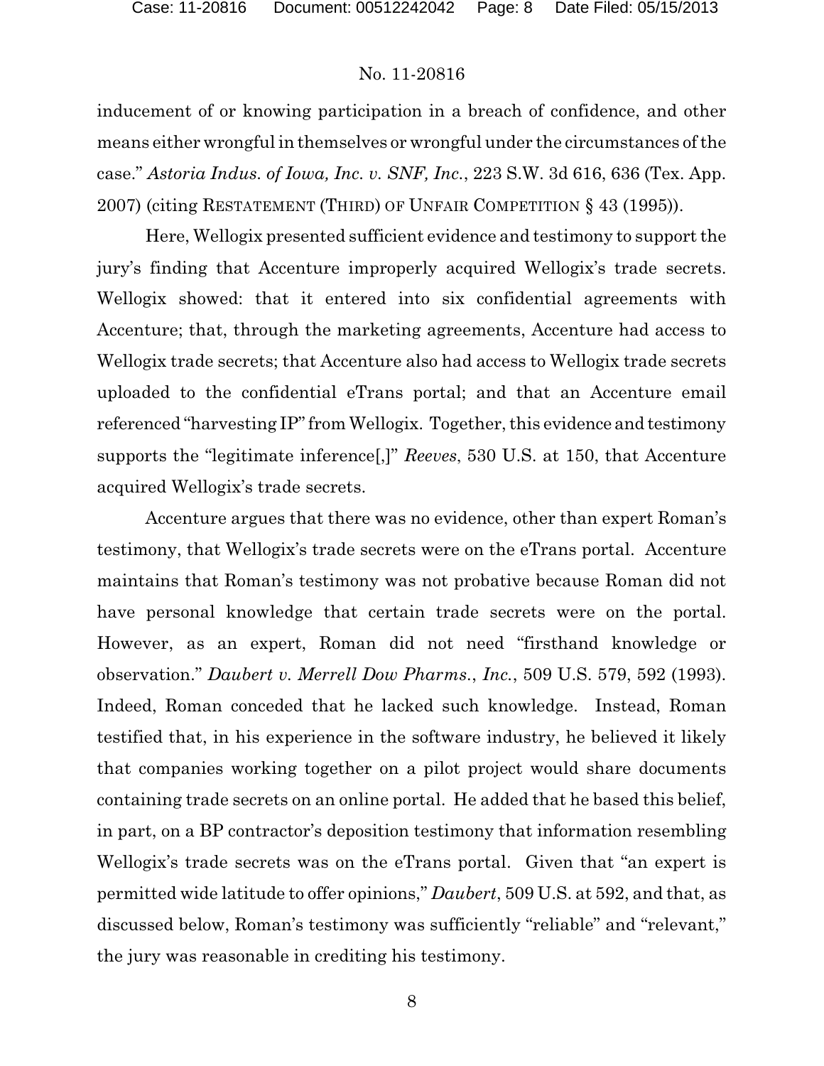inducement of or knowing participation in a breach of confidence, and other means either wrongful in themselves or wrongful under the circumstances of the case." *Astoria Indus. of Iowa, Inc. v. SNF, Inc.*, 223 S.W. 3d 616, 636 (Tex. App. 2007) (citing RESTATEMENT (THIRD) OF UNFAIR COMPETITION § 43 (1995)).

Here, Wellogix presented sufficient evidence and testimony to support the jury's finding that Accenture improperly acquired Wellogix's trade secrets. Wellogix showed: that it entered into six confidential agreements with Accenture; that, through the marketing agreements, Accenture had access to Wellogix trade secrets; that Accenture also had access to Wellogix trade secrets uploaded to the confidential eTrans portal; and that an Accenture email referenced "harvesting IP" from Wellogix. Together, this evidence and testimony supports the "legitimate inference[,]" *Reeves*, 530 U.S. at 150, that Accenture acquired Wellogix's trade secrets.

Accenture argues that there was no evidence, other than expert Roman's testimony, that Wellogix's trade secrets were on the eTrans portal. Accenture maintains that Roman's testimony was not probative because Roman did not have personal knowledge that certain trade secrets were on the portal. However, as an expert, Roman did not need "firsthand knowledge or observation." *Daubert v. Merrell Dow Pharms., Inc.*, 509 U.S. 579, 592 (1993). Indeed, Roman conceded that he lacked such knowledge. Instead, Roman testified that, in his experience in the software industry, he believed it likely that companies working together on a pilot project would share documents containing trade secrets on an online portal. He added that he based this belief, in part, on a BP contractor's deposition testimony that information resembling Wellogix's trade secrets was on the eTrans portal. Given that "an expert is permitted wide latitude to offer opinions," *Daubert*, 509 U.S. at 592, and that, as discussed below, Roman's testimony was sufficiently "reliable" and "relevant," the jury was reasonable in crediting his testimony.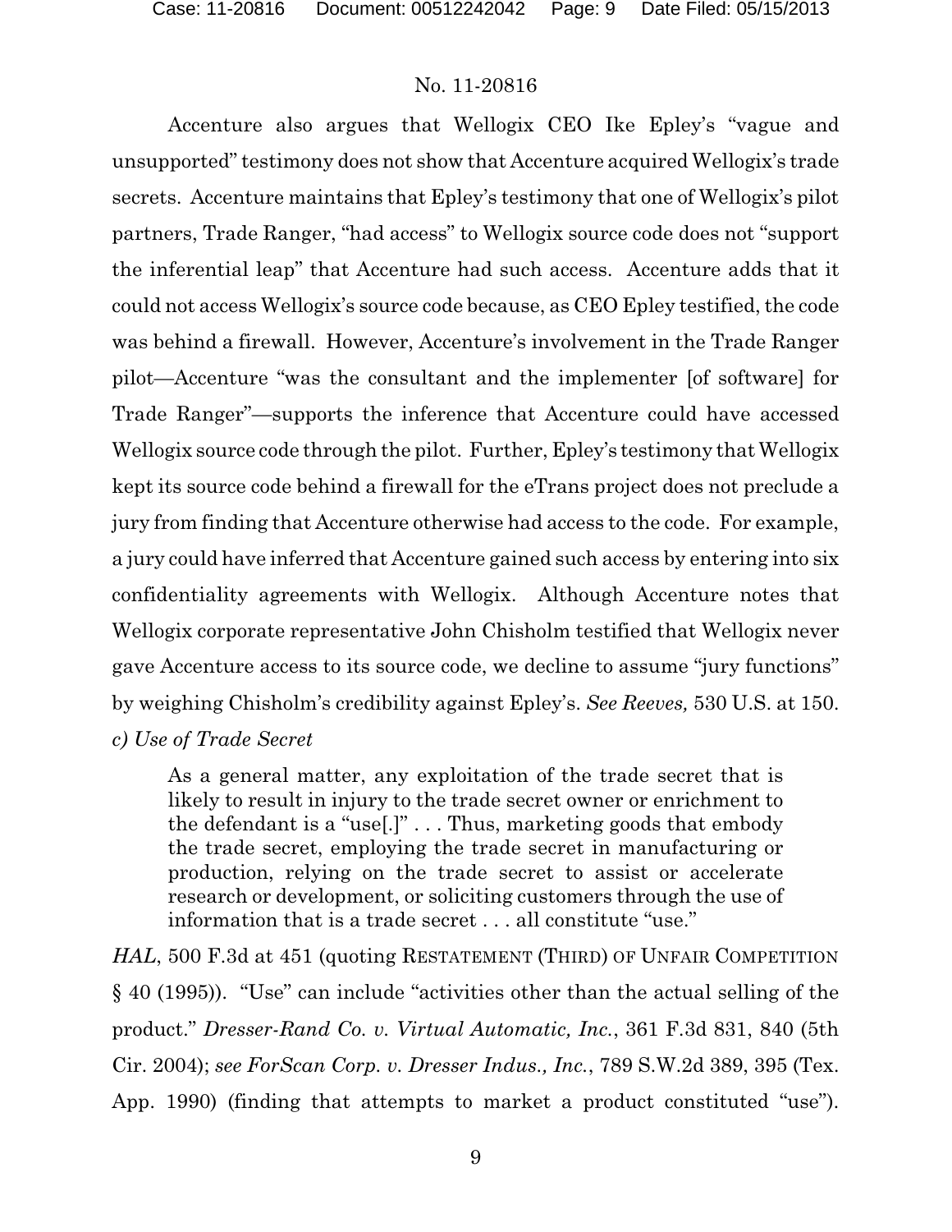Accenture also argues that Wellogix CEO Ike Epley's "vague and unsupported" testimony does not show that Accenture acquired Wellogix's trade secrets. Accenture maintains that Epley's testimony that one of Wellogix's pilot partners, Trade Ranger, "had access" to Wellogix source code does not "support the inferential leap" that Accenture had such access. Accenture adds that it could not access Wellogix's source code because, as CEO Epley testified, the code was behind a firewall. However, Accenture's involvement in the Trade Ranger pilot—Accenture "was the consultant and the implementer [of software] for Trade Ranger"—supports the inference that Accenture could have accessed Wellogix source code through the pilot. Further, Epley's testimony that Wellogix kept its source code behind a firewall for the eTrans project does not preclude a jury from finding that Accenture otherwise had access to the code. For example, a jury could have inferred that Accenture gained such access by entering into six confidentiality agreements with Wellogix. Although Accenture notes that Wellogix corporate representative John Chisholm testified that Wellogix never gave Accenture access to its source code, we decline to assume "jury functions" by weighing Chisholm's credibility against Epley's. *See Reeves,* 530 U.S. at 150.

*c) Use of Trade Secret*

> As a general matter, any exploitation of the trade secret that is likely to result in injury to the trade secret owner or enrichment to the defendant is a "use[.]" . . . Thus, marketing goods that embody the trade secret, employing the trade secret in manufacturing or production, relying on the trade secret to assist or accelerate research or development, or soliciting customers through the use of information that is a trade secret . . . all constitute "use."

*HAL*, 500 F.3d at 451 (quoting RESTATEMENT (THIRD) OF UNFAIR COMPETITION § 40 (1995)). "Use" can include "activities other than the actual selling of the product." *Dresser-Rand Co. v. Virtual Automatic, Inc.*, 361 F.3d 831, 840 (5th Cir. 2004); *see ForScan Corp. v. Dresser Indus., Inc.*, 789 S.W.2d 389, 395 (Tex. App. 1990) (finding that attempts to market a product constituted "use").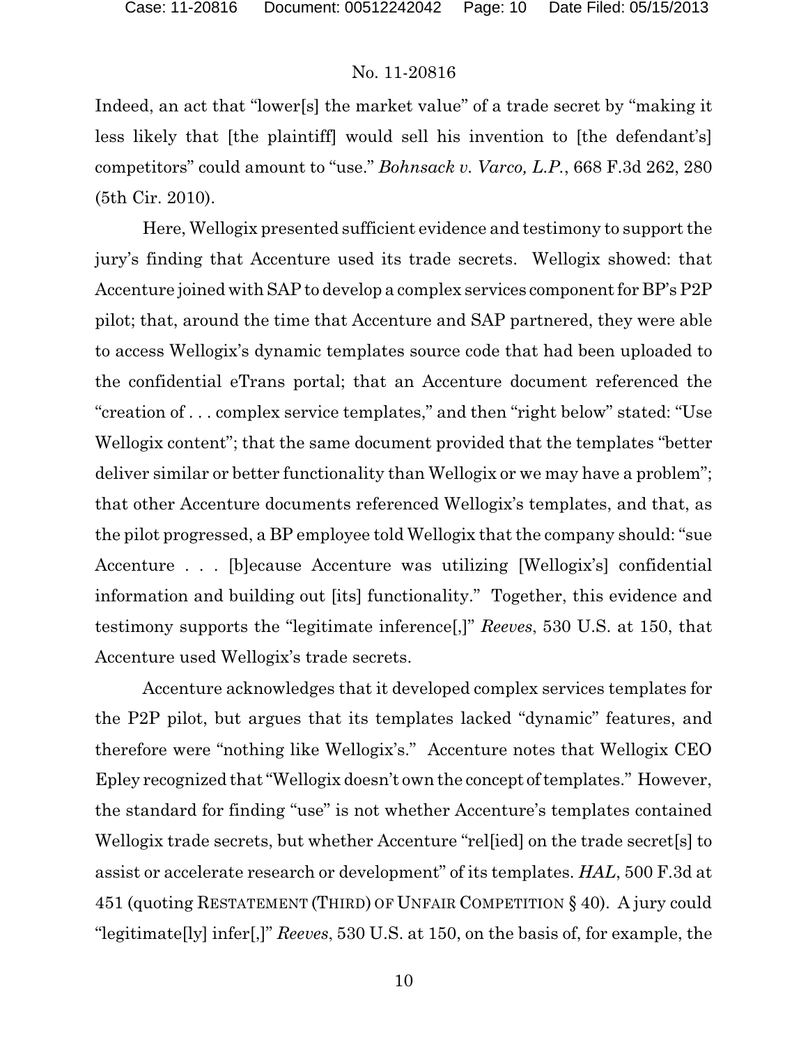Indeed, an act that "lower[s] the market value" of a trade secret by "making it less likely that [the plaintiff] would sell his invention to [the defendant's] competitors" could amount to "use." *Bohnsack v. Varco, L.P.*, 668 F.3d 262, 280 (5th Cir. 2010).

Here, Wellogix presented sufficient evidence and testimony to support the jury's finding that Accenture used its trade secrets. Wellogix showed: that Accenture joined with SAP to develop a complex services component for BP's P2P pilot; that, around the time that Accenture and SAP partnered, they were able to access Wellogix's dynamic templates source code that had been uploaded to the confidential eTrans portal; that an Accenture document referenced the "creation of . . . complex service templates," and then "right below" stated: "Use Wellogix content"; that the same document provided that the templates "better deliver similar or better functionality than Wellogix or we may have a problem"; that other Accenture documents referenced Wellogix's templates, and that, as the pilot progressed, a BP employee told Wellogix that the company should: "sue Accenture . . . [b]ecause Accenture was utilizing [Wellogix's] confidential information and building out [its] functionality." Together, this evidence and testimony supports the "legitimate inference[,]" *Reeves*, 530 U.S. at 150, that Accenture used Wellogix's trade secrets.

Accenture acknowledges that it developed complex services templates for the P2P pilot, but argues that its templates lacked "dynamic" features, and therefore were "nothing like Wellogix's." Accenture notes that Wellogix CEO Epley recognized that "Wellogix doesn't own the concept of templates." However, the standard for finding "use" is not whether Accenture's templates contained Wellogix trade secrets, but whether Accenture "rel[ied] on the trade secret[s] to assist or accelerate research or development" of its templates. *HAL*, 500 F.3d at 451 (quoting RESTATEMENT (THIRD) OF UNFAIR COMPETITION § 40). A jury could "legitimate[ly] infer[,]" *Reeves*, 530 U.S. at 150, on the basis of, for example, the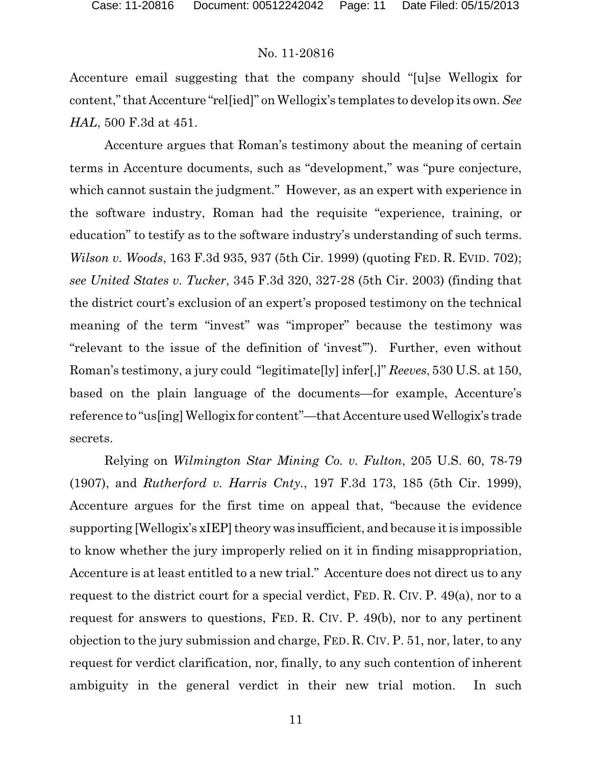Accenture email suggesting that the company should "[u]se Wellogix for content," that Accenture "rel[ied]" on Wellogix's templates to develop its own. *See HAL*, 500 F.3d at 451.

Accenture argues that Roman's testimony about the meaning of certain terms in Accenture documents, such as "development," was "pure conjecture, which cannot sustain the judgment." However, as an expert with experience in the software industry, Roman had the requisite "experience, training, or education" to testify as to the software industry's understanding of such terms. *Wilson v. Woods*, 163 F.3d 935, 937 (5th Cir. 1999) (quoting FED. R. EVID. 702); *see United States v. Tucker*, 345 F.3d 320, 327-28 (5th Cir. 2003) (finding that the district court's exclusion of an expert's proposed testimony on the technical meaning of the term "invest" was "improper" because the testimony was "relevant to the issue of the definition of 'invest'"). Further, even without Roman's testimony, a jury could "legitimate[ly] infer[,]" *Reeves*, 530 U.S. at 150, based on the plain language of the documents—for example, Accenture's reference to "us[ing] Wellogix for content"—that Accenture used Wellogix's trade secrets.

Relying on *Wilmington Star Mining Co. v. Fulton*, 205 U.S. 60, 78-79 (1907), and *Rutherford v. Harris Cnty.*, 197 F.3d 173, 185 (5th Cir. 1999), Accenture argues for the first time on appeal that, "because the evidence supporting [Wellogix's xIEP] theory was insufficient, and because it is impossible to know whether the jury improperly relied on it in finding misappropriation, Accenture is at least entitled to a new trial." Accenture does not direct us to any request to the district court for a special verdict, FED. R. CIV. P. 49(a), nor to a request for answers to questions, FED. R. CIV. P. 49(b), nor to any pertinent objection to the jury submission and charge, FED. R. CIV. P. 51, nor, later, to any request for verdict clarification, nor, finally, to any such contention of inherent ambiguity in the general verdict in their new trial motion. In such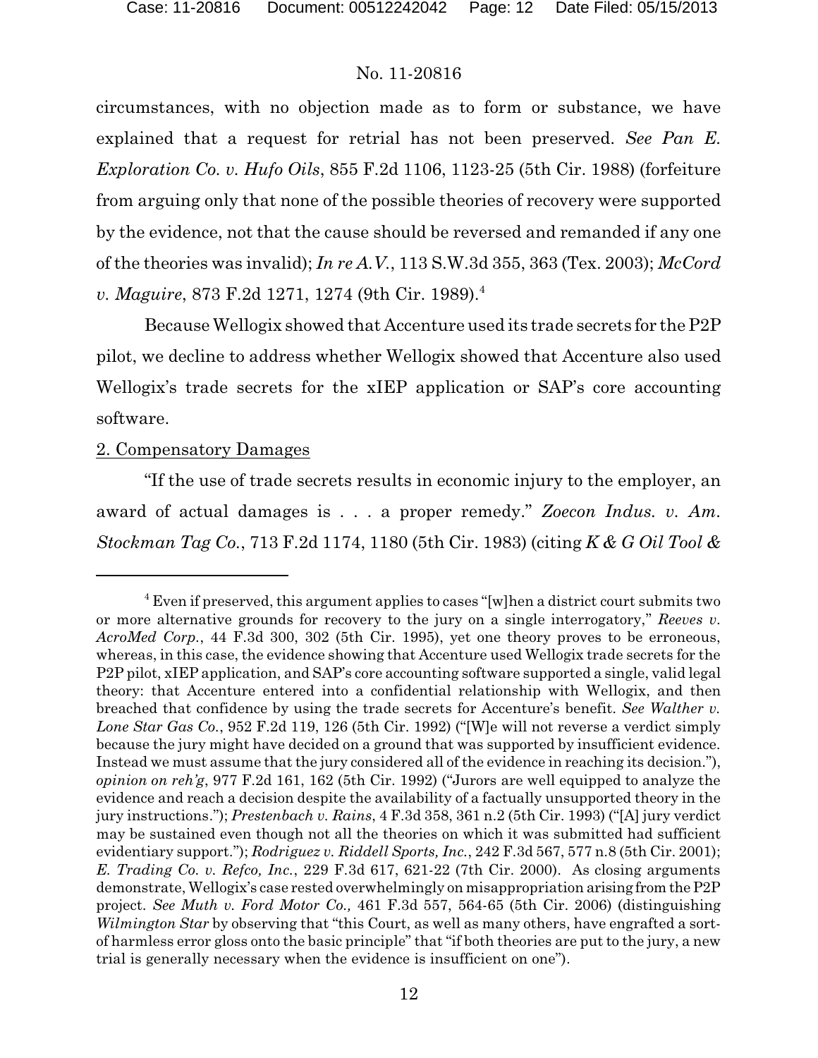circumstances, with no objection made as to form or substance, we have explained that a request for retrial has not been preserved. *See Pan E. Exploration Co. v. Hufo Oils*, 855 F.2d 1106, 1123-25 (5th Cir. 1988) (forfeiture from arguing only that none of the possible theories of recovery were supported by the evidence, not that the cause should be reversed and remanded if any one of the theories was invalid); *In re A.V.*, 113 S.W.3d 355, 363 (Tex. 2003); *McCord v. Maguire*, 873 F.2d 1271, 1274 (9th Cir. 1989).[4]

Because Wellogix showed that Accenture used its trade secrets for the P2P pilot, we decline to address whether Wellogix showed that Accenture also used Wellogix's trade secrets for the xIEP application or SAP's core accounting software.

2. Compensatory Damages

"If the use of trade secrets results in economic injury to the employer, an award of actual damages is . . . a proper remedy." *Zoecon Indus. v. Am. Stockman Tag Co.*, 713 F.2d 1174, 1180 (5th Cir. 1983) (citing *K & G Oil Tool &*

---

[4] Even if preserved, this argument applies to cases "[w]hen a district court submits two or more alternative grounds for recovery to the jury on a single interrogatory," *Reeves v. AcroMed Corp.*, 44 F.3d 300, 302 (5th Cir. 1995), yet one theory proves to be erroneous, whereas, in this case, the evidence showing that Accenture used Wellogix trade secrets for the P2P pilot, xIEP application, and SAP's core accounting software supported a single, valid legal theory: that Accenture entered into a confidential relationship with Wellogix, and then breached that confidence by using the trade secrets for Accenture's benefit. *See Walther v. Lone Star Gas Co.*, 952 F.2d 119, 126 (5th Cir. 1992) ("[W]e will not reverse a verdict simply because the jury might have decided on a ground that was supported by insufficient evidence. Instead we must assume that the jury considered all of the evidence in reaching its decision."), *opinion on reh'g*, 977 F.2d 161, 162 (5th Cir. 1992) ("Jurors are well equipped to analyze the evidence and reach a decision despite the availability of a factually unsupported theory in the jury instructions."); *Prestenbach v. Rains*, 4 F.3d 358, 361 n.2 (5th Cir. 1993) ("[A] jury verdict may be sustained even though not all the theories on which it was submitted had sufficient evidentiary support."); *Rodriguez v. Riddell Sports, Inc.*, 242 F.3d 567, 577 n.8 (5th Cir. 2001); *E. Trading Co. v. Refco, Inc.*, 229 F.3d 617, 621-22 (7th Cir. 2000). As closing arguments demonstrate, Wellogix's case rested overwhelmingly on misappropriation arising from the P2P project. *See Muth v. Ford Motor Co.,* 461 F.3d 557, 564-65 (5th Cir. 2006) (distinguishing *Wilmington Star* by observing that "this Court, as well as many others, have engrafted a sort-of harmless error gloss onto the basic principle" that "if both theories are put to the jury, a new trial is generally necessary when the evidence is insufficient on one").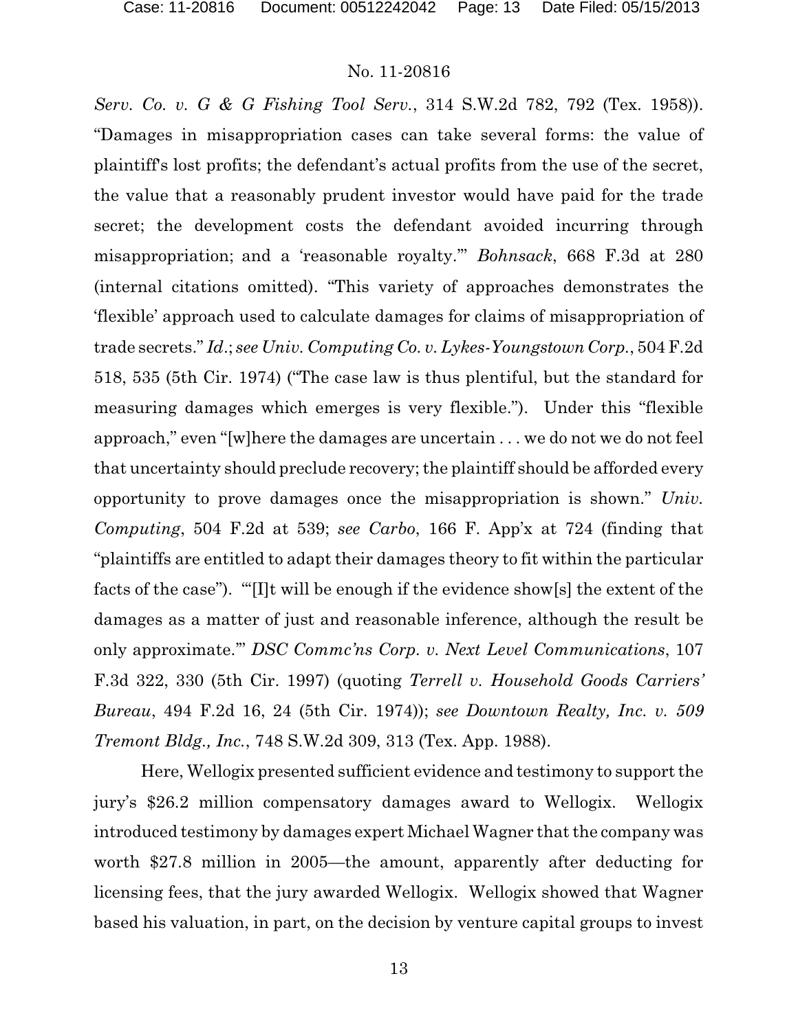*Serv. Co. v. G & G Fishing Tool Serv.*, 314 S.W.2d 782, 792 (Tex. 1958)). "Damages in misappropriation cases can take several forms: the value of plaintiff's lost profits; the defendant's actual profits from the use of the secret, the value that a reasonably prudent investor would have paid for the trade secret; the development costs the defendant avoided incurring through misappropriation; and a 'reasonable royalty.'" *Bohnsack*, 668 F.3d at 280 (internal citations omitted). "This variety of approaches demonstrates the 'flexible' approach used to calculate damages for claims of misappropriation of trade secrets." *Id.*; *see Univ. Computing Co. v. Lykes-Youngstown Corp.*, 504 F.2d 518, 535 (5th Cir. 1974) ("The case law is thus plentiful, but the standard for measuring damages which emerges is very flexible."). Under this "flexible approach," even "[w]here the damages are uncertain . . . we do not we do not feel that uncertainty should preclude recovery; the plaintiff should be afforded every opportunity to prove damages once the misappropriation is shown." *Univ. Computing*, 504 F.2d at 539; *see Carbo*, 166 F. App'x at 724 (finding that "plaintiffs are entitled to adapt their damages theory to fit within the particular facts of the case"). "'[I]t will be enough if the evidence show[s] the extent of the damages as a matter of just and reasonable inference, although the result be only approximate.'" *DSC Commc'ns Corp. v. Next Level Communications*, 107 F.3d 322, 330 (5th Cir. 1997) (quoting *Terrell v. Household Goods Carriers' Bureau*, 494 F.2d 16, 24 (5th Cir. 1974)); *see Downtown Realty, Inc. v. 509 Tremont Bldg., Inc.*, 748 S.W.2d 309, 313 (Tex. App. 1988).

Here, Wellogix presented sufficient evidence and testimony to support the jury's $26.2 million compensatory damages award to Wellogix. Wellogix introduced testimony by damages expert Michael Wagner that the company was worth $27.8 million in 2005—the amount, apparently after deducting for licensing fees, that the jury awarded Wellogix. Wellogix showed that Wagner based his valuation, in part, on the decision by venture capital groups to invest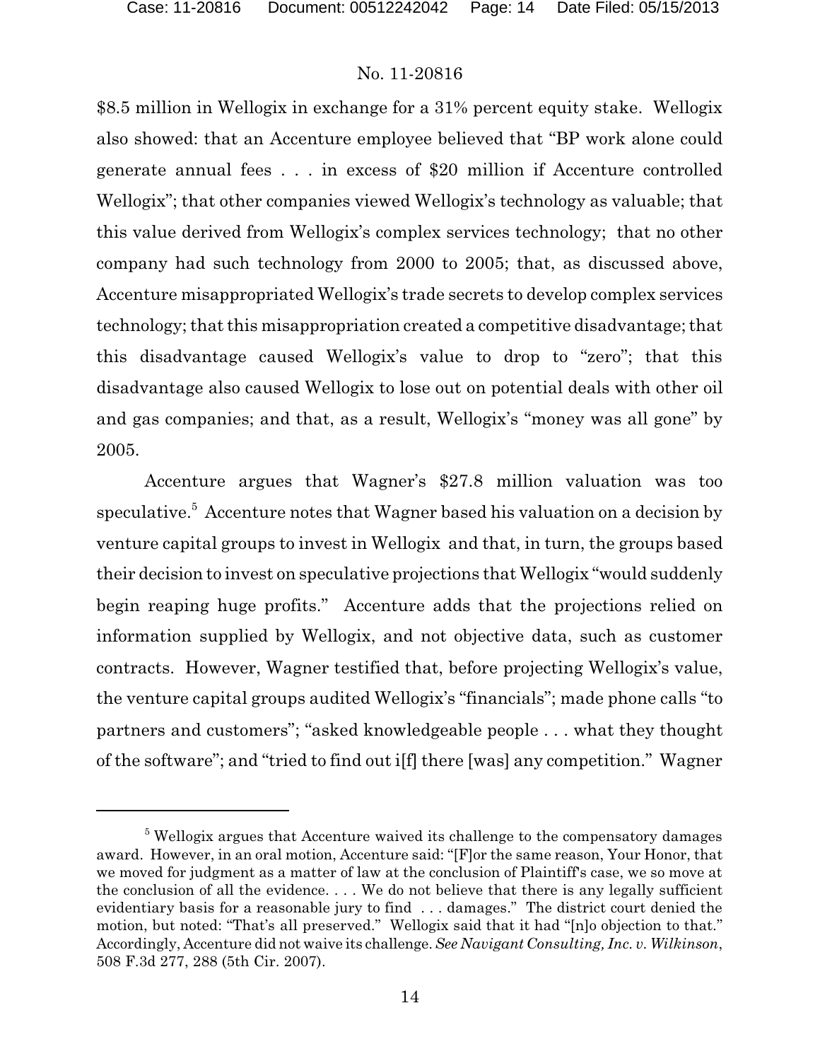$8.5 million in Wellogix in exchange for a 31% percent equity stake. Wellogix also showed: that an Accenture employee believed that "BP work alone could generate annual fees . . . in excess of $20 million if Accenture controlled Wellogix"; that other companies viewed Wellogix's technology as valuable; that this value derived from Wellogix's complex services technology; that no other company had such technology from 2000 to 2005; that, as discussed above, Accenture misappropriated Wellogix's trade secrets to develop complex services technology; that this misappropriation created a competitive disadvantage; that this disadvantage caused Wellogix's value to drop to "zero"; that this disadvantage also caused Wellogix to lose out on potential deals with other oil and gas companies; and that, as a result, Wellogix's "money was all gone" by 2005.

Accenture argues that Wagner's $27.8 million valuation was too speculative.[5] Accenture notes that Wagner based his valuation on a decision by venture capital groups to invest in Wellogix and that, in turn, the groups based their decision to invest on speculative projections that Wellogix "would suddenly begin reaping huge profits." Accenture adds that the projections relied on information supplied by Wellogix, and not objective data, such as customer contracts. However, Wagner testified that, before projecting Wellogix's value, the venture capital groups audited Wellogix's "financials"; made phone calls "to partners and customers"; "asked knowledgeable people . . . what they thought of the software"; and "tried to find out i[f] there [was] any competition." Wagner

---

[5] Wellogix argues that Accenture waived its challenge to the compensatory damages award. However, in an oral motion, Accenture said: "[F]or the same reason, Your Honor, that we moved for judgment as a matter of law at the conclusion of Plaintiff's case, we so move at the conclusion of all the evidence. . . . We do not believe that there is any legally sufficient evidentiary basis for a reasonable jury to find . . . damages." The district court denied the motion, but noted: "That's all preserved." Wellogix said that it had "[n]o objection to that." Accordingly, Accenture did not waive its challenge. *See Navigant Consulting, Inc. v. Wilkinson*, 508 F.3d 277, 288 (5th Cir. 2007).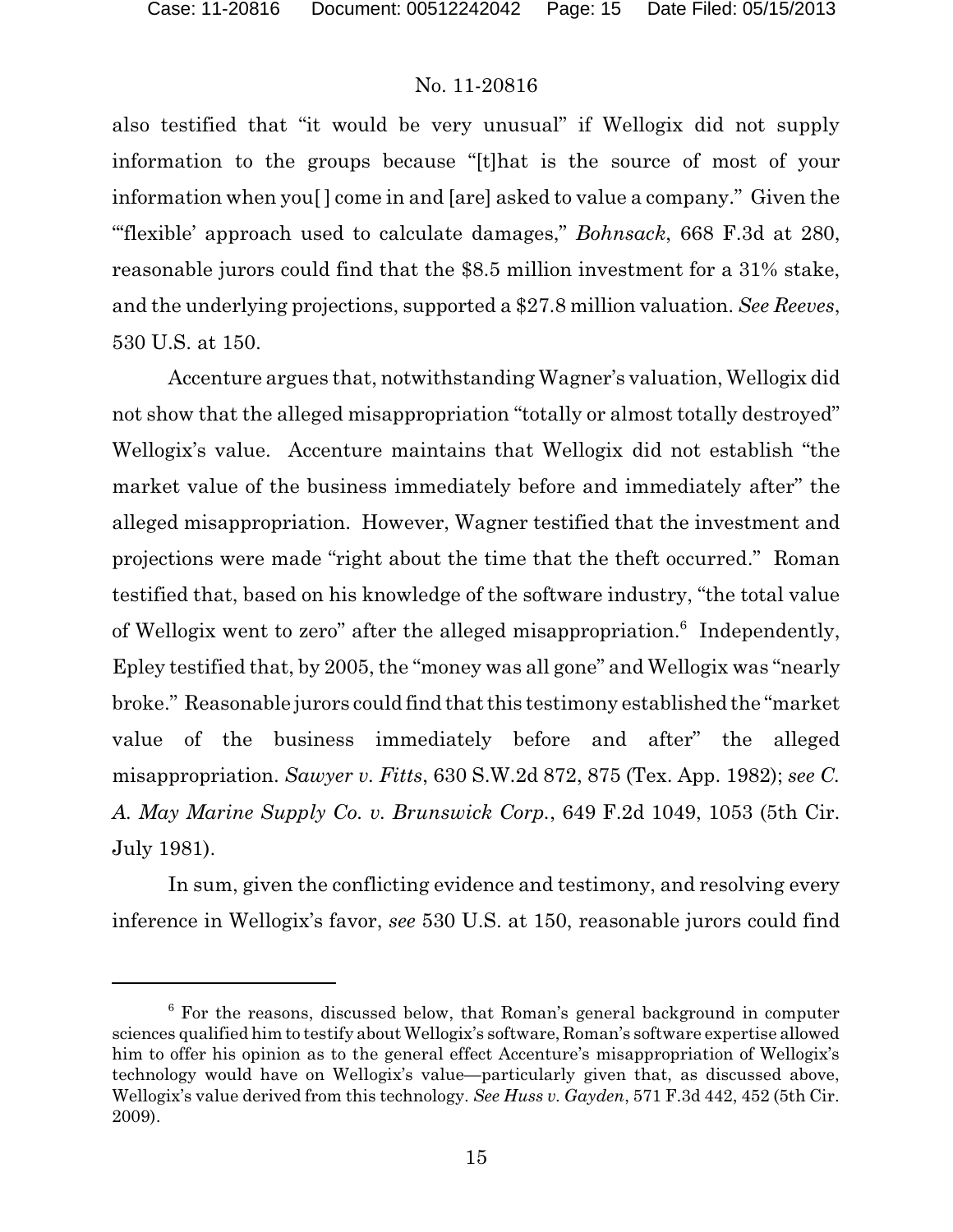also testified that "it would be very unusual" if Wellogix did not supply information to the groups because "[t]hat is the source of most of your information when you[ ] come in and [are] asked to value a company." Given the "'flexible' approach used to calculate damages," *Bohnsack*, 668 F.3d at 280, reasonable jurors could find that the $8.5 million investment for a 31% stake, and the underlying projections, supported a $27.8 million valuation. *See Reeves*, 530 U.S. at 150.

Accenture argues that, notwithstanding Wagner's valuation, Wellogix did not show that the alleged misappropriation "totally or almost totally destroyed" Wellogix's value. Accenture maintains that Wellogix did not establish "the market value of the business immediately before and immediately after" the alleged misappropriation. However, Wagner testified that the investment and projections were made "right about the time that the theft occurred." Roman testified that, based on his knowledge of the software industry, "the total value of Wellogix went to zero" after the alleged misappropriation.[6] Independently, Epley testified that, by 2005, the "money was all gone" and Wellogix was "nearly broke." Reasonable jurors could find that this testimony established the "market value of the business immediately before and after" the alleged misappropriation. *Sawyer v. Fitts*, 630 S.W.2d 872, 875 (Tex. App. 1982); *see C. A. May Marine Supply Co. v. Brunswick Corp.*, 649 F.2d 1049, 1053 (5th Cir. July 1981).

In sum, given the conflicting evidence and testimony, and resolving every inference in Wellogix's favor, *see* 530 U.S. at 150, reasonable jurors could find

---

[6] For the reasons, discussed below, that Roman's general background in computer sciences qualified him to testify about Wellogix's software, Roman's software expertise allowed him to offer his opinion as to the general effect Accenture's misappropriation of Wellogix's technology would have on Wellogix's value—particularly given that, as discussed above, Wellogix's value derived from this technology. *See Huss v. Gayden*, 571 F.3d 442, 452 (5th Cir. 2009).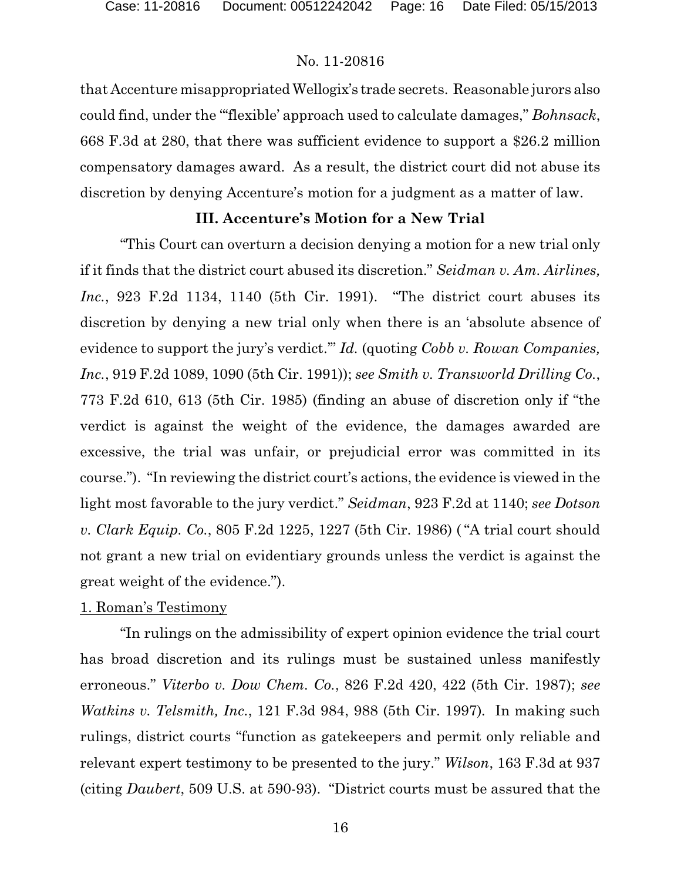that Accenture misappropriated Wellogix's trade secrets. Reasonable jurors also could find, under the "'flexible' approach used to calculate damages," *Bohnsack*, 668 F.3d at 280, that there was sufficient evidence to support a $26.2 million compensatory damages award. As a result, the district court did not abuse its discretion by denying Accenture's motion for a judgment as a matter of law.

### III. Accenture's Motion for a New Trial

"This Court can overturn a decision denying a motion for a new trial only if it finds that the district court abused its discretion." *Seidman v. Am. Airlines, Inc.*, 923 F.2d 1134, 1140 (5th Cir. 1991). "The district court abuses its discretion by denying a new trial only when there is an 'absolute absence of evidence to support the jury's verdict.'" *Id.* (quoting *Cobb v. Rowan Companies, Inc.*, 919 F.2d 1089, 1090 (5th Cir. 1991)); *see Smith v. Transworld Drilling Co.*, 773 F.2d 610, 613 (5th Cir. 1985) (finding an abuse of discretion only if "the verdict is against the weight of the evidence, the damages awarded are excessive, the trial was unfair, or prejudicial error was committed in its course."). "In reviewing the district court's actions, the evidence is viewed in the light most favorable to the jury verdict." *Seidman*, 923 F.2d at 1140; *see Dotson v. Clark Equip. Co.*, 805 F.2d 1225, 1227 (5th Cir. 1986) ( "A trial court should not grant a new trial on evidentiary grounds unless the verdict is against the great weight of the evidence.").

1. Roman's Testimony

"In rulings on the admissibility of expert opinion evidence the trial court has broad discretion and its rulings must be sustained unless manifestly erroneous." *Viterbo v. Dow Chem. Co.*, 826 F.2d 420, 422 (5th Cir. 1987); *see Watkins v. Telsmith, Inc.*, 121 F.3d 984, 988 (5th Cir. 1997). In making such rulings, district courts "function as gatekeepers and permit only reliable and relevant expert testimony to be presented to the jury." *Wilson*, 163 F.3d at 937 (citing *Daubert*, 509 U.S. at 590-93). "District courts must be assured that the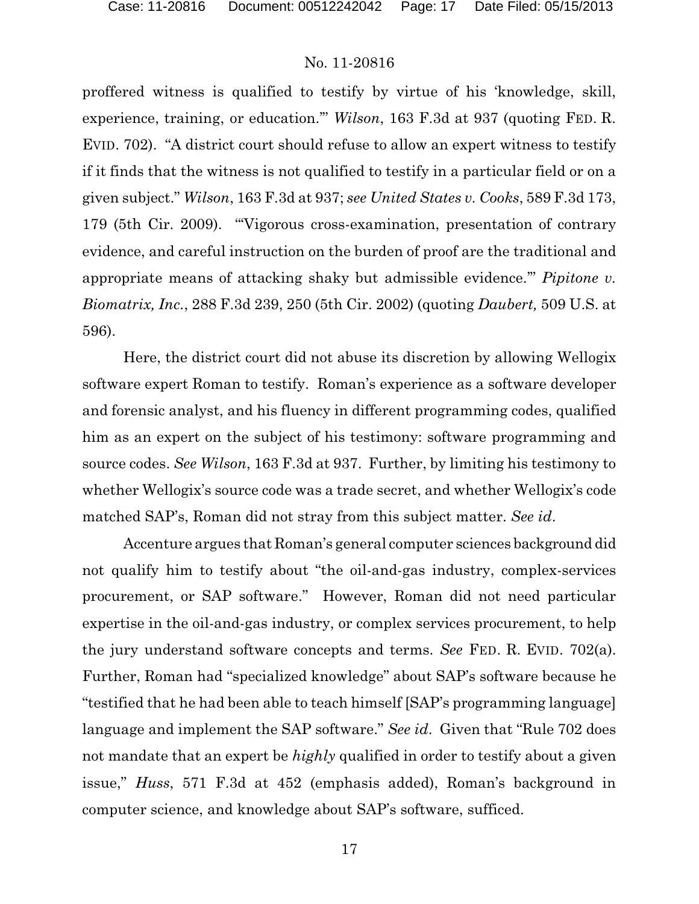proffered witness is qualified to testify by virtue of his 'knowledge, skill, experience, training, or education.'" *Wilson*, 163 F.3d at 937 (quoting FED. R. EVID. 702). "A district court should refuse to allow an expert witness to testify if it finds that the witness is not qualified to testify in a particular field or on a given subject." *Wilson*, 163 F.3d at 937; *see United States v. Cooks*, 589 F.3d 173, 179 (5th Cir. 2009). "'Vigorous cross-examination, presentation of contrary evidence, and careful instruction on the burden of proof are the traditional and appropriate means of attacking shaky but admissible evidence.'" *Pipitone v. Biomatrix, Inc.*, 288 F.3d 239, 250 (5th Cir. 2002) (quoting *Daubert,* 509 U.S. at 596).

Here, the district court did not abuse its discretion by allowing Wellogix software expert Roman to testify. Roman's experience as a software developer and forensic analyst, and his fluency in different programming codes, qualified him as an expert on the subject of his testimony: software programming and source codes. *See Wilson*, 163 F.3d at 937. Further, by limiting his testimony to whether Wellogix's source code was a trade secret, and whether Wellogix's code matched SAP's, Roman did not stray from this subject matter. *See id*.

Accenture argues that Roman's general computer sciences background did not qualify him to testify about "the oil-and-gas industry, complex-services procurement, or SAP software." However, Roman did not need particular expertise in the oil-and-gas industry, or complex services procurement, to help the jury understand software concepts and terms. *See* FED. R. EVID. 702(a). Further, Roman had "specialized knowledge" about SAP's software because he "testified that he had been able to teach himself [SAP's programming language] language and implement the SAP software." *See id*. Given that "Rule 702 does not mandate that an expert be *highly* qualified in order to testify about a given issue," *Huss*, 571 F.3d at 452 (emphasis added), Roman's background in computer science, and knowledge about SAP's software, sufficed.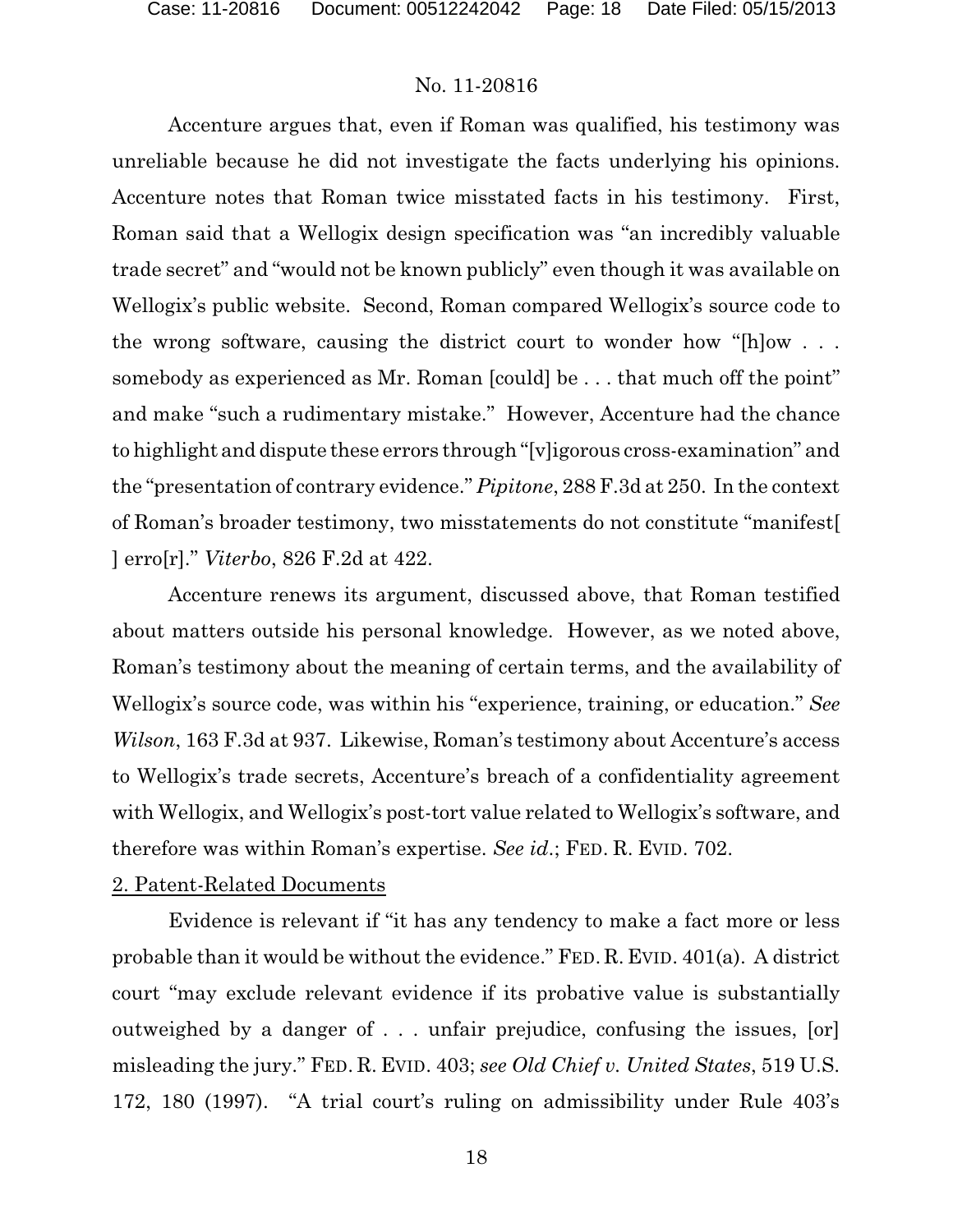Accenture argues that, even if Roman was qualified, his testimony was unreliable because he did not investigate the facts underlying his opinions. Accenture notes that Roman twice misstated facts in his testimony. First, Roman said that a Wellogix design specification was "an incredibly valuable trade secret" and "would not be known publicly" even though it was available on Wellogix's public website. Second, Roman compared Wellogix's source code to the wrong software, causing the district court to wonder how "[h]ow . . . somebody as experienced as Mr. Roman [could] be . . . that much off the point" and make "such a rudimentary mistake." However, Accenture had the chance to highlight and dispute these errors through "[v]igorous cross-examination" and the "presentation of contrary evidence." *Pipitone*, 288 F.3d at 250. In the context of Roman's broader testimony, two misstatements do not constitute "manifest[ ] erro[r]." *Viterbo*, 826 F.2d at 422.

Accenture renews its argument, discussed above, that Roman testified about matters outside his personal knowledge. However, as we noted above, Roman's testimony about the meaning of certain terms, and the availability of Wellogix's source code, was within his "experience, training, or education." *See Wilson*, 163 F.3d at 937. Likewise, Roman's testimony about Accenture's access to Wellogix's trade secrets, Accenture's breach of a confidentiality agreement with Wellogix, and Wellogix's post-tort value related to Wellogix's software, and therefore was within Roman's expertise. *See id.*; FED. R. EVID. 702.

2. Patent-Related Documents

Evidence is relevant if "it has any tendency to make a fact more or less probable than it would be without the evidence." FED. R. EVID. 401(a). A district court "may exclude relevant evidence if its probative value is substantially outweighed by a danger of . . . unfair prejudice, confusing the issues, [or] misleading the jury." FED. R. EVID. 403; *see Old Chief v. United States*, 519 U.S. 172, 180 (1997). "A trial court's ruling on admissibility under Rule 403's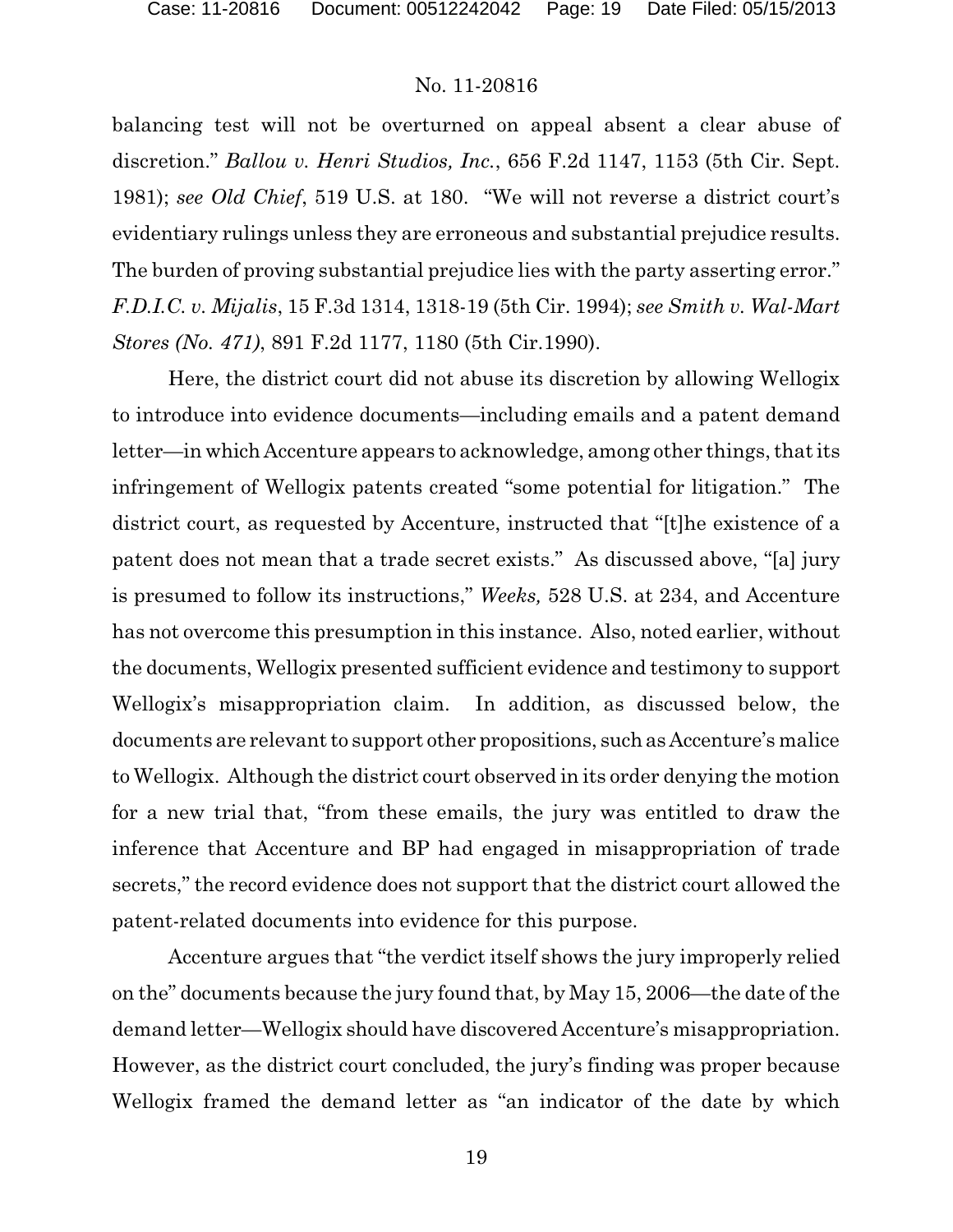balancing test will not be overturned on appeal absent a clear abuse of discretion." *Ballou v. Henri Studios, Inc.*, 656 F.2d 1147, 1153 (5th Cir. Sept. 1981); *see Old Chief*, 519 U.S. at 180. "We will not reverse a district court's evidentiary rulings unless they are erroneous and substantial prejudice results. The burden of proving substantial prejudice lies with the party asserting error." *F.D.I.C. v. Mijalis*, 15 F.3d 1314, 1318-19 (5th Cir. 1994); *see Smith v. Wal-Mart Stores (No. 471)*, 891 F.2d 1177, 1180 (5th Cir.1990).

Here, the district court did not abuse its discretion by allowing Wellogix to introduce into evidence documents—including emails and a patent demand letter—in which Accenture appears to acknowledge, among other things, that its infringement of Wellogix patents created "some potential for litigation." The district court, as requested by Accenture, instructed that "[t]he existence of a patent does not mean that a trade secret exists." As discussed above, "[a] jury is presumed to follow its instructions," *Weeks,* 528 U.S. at 234, and Accenture has not overcome this presumption in this instance. Also, noted earlier, without the documents, Wellogix presented sufficient evidence and testimony to support Wellogix's misappropriation claim. In addition, as discussed below, the documents are relevant to support other propositions, such as Accenture's malice to Wellogix. Although the district court observed in its order denying the motion for a new trial that, "from these emails, the jury was entitled to draw the inference that Accenture and BP had engaged in misappropriation of trade secrets," the record evidence does not support that the district court allowed the patent-related documents into evidence for this purpose.

Accenture argues that "the verdict itself shows the jury improperly relied on the" documents because the jury found that, by May 15, 2006—the date of the demand letter—Wellogix should have discovered Accenture's misappropriation. However, as the district court concluded, the jury's finding was proper because Wellogix framed the demand letter as "an indicator of the date by which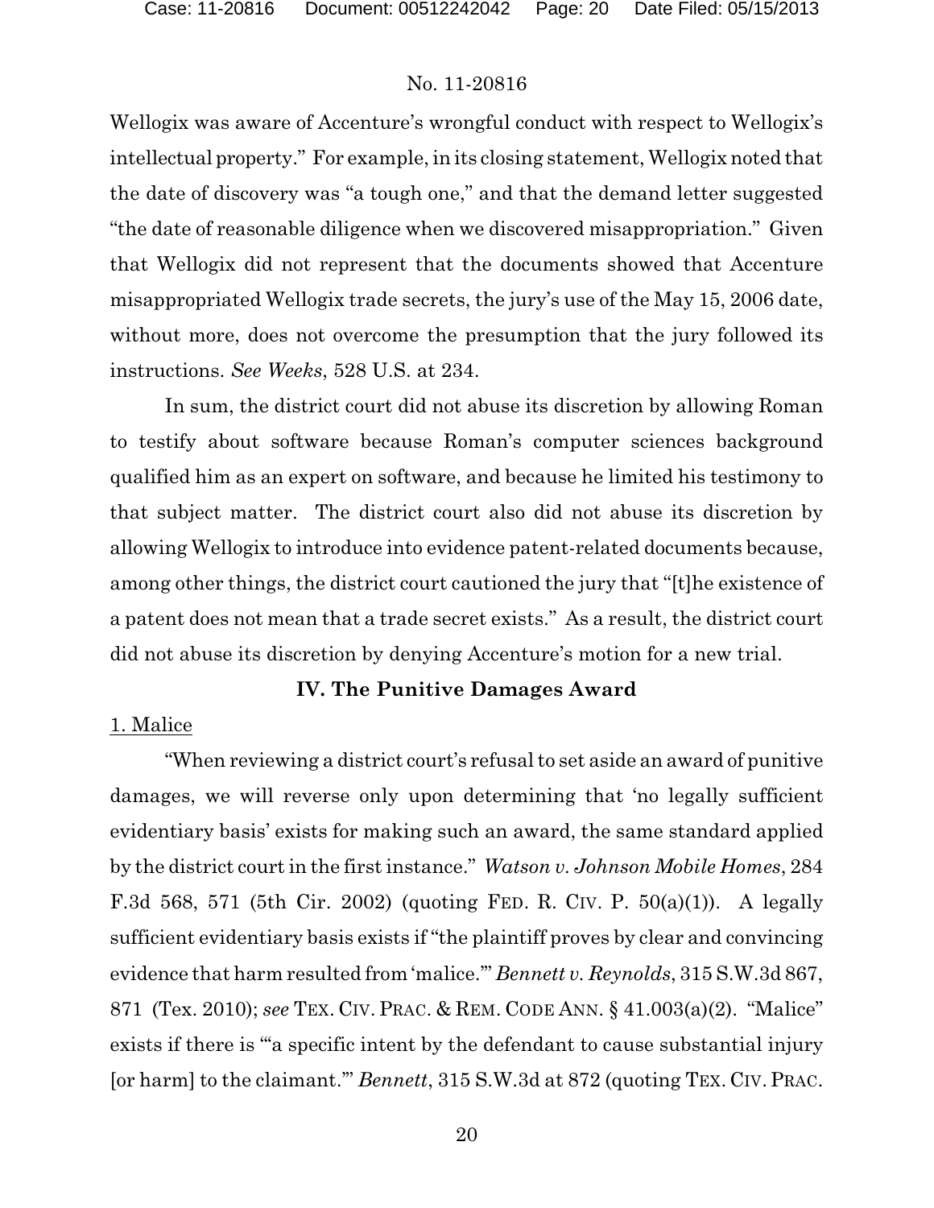Wellogix was aware of Accenture's wrongful conduct with respect to Wellogix's intellectual property." For example, in its closing statement, Wellogix noted that the date of discovery was "a tough one," and that the demand letter suggested "the date of reasonable diligence when we discovered misappropriation." Given that Wellogix did not represent that the documents showed that Accenture misappropriated Wellogix trade secrets, the jury's use of the May 15, 2006 date, without more, does not overcome the presumption that the jury followed its instructions. *See Weeks*, 528 U.S. at 234.

In sum, the district court did not abuse its discretion by allowing Roman to testify about software because Roman's computer sciences background qualified him as an expert on software, and because he limited his testimony to that subject matter. The district court also did not abuse its discretion by allowing Wellogix to introduce into evidence patent-related documents because, among other things, the district court cautioned the jury that "[t]he existence of a patent does not mean that a trade secret exists." As a result, the district court did not abuse its discretion by denying Accenture's motion for a new trial.

## IV. The Punitive Damages Award

1. Malice

"When reviewing a district court's refusal to set aside an award of punitive damages, we will reverse only upon determining that 'no legally sufficient evidentiary basis' exists for making such an award, the same standard applied by the district court in the first instance." *Watson v. Johnson Mobile Homes*, 284 F.3d 568, 571 (5th Cir. 2002) (quoting FED. R. CIV. P. 50(a)(1)). A legally sufficient evidentiary basis exists if "the plaintiff proves by clear and convincing evidence that harm resulted from 'malice.'" *Bennett v. Reynolds*, 315 S.W.3d 867, 871 (Tex. 2010); *see* TEX. CIV. PRAC. & REM. CODE ANN. § 41.003(a)(2). "Malice" exists if there is "'a specific intent by the defendant to cause substantial injury [or harm] to the claimant.'" *Bennett*, 315 S.W.3d at 872 (quoting TEX. CIV. PRAC.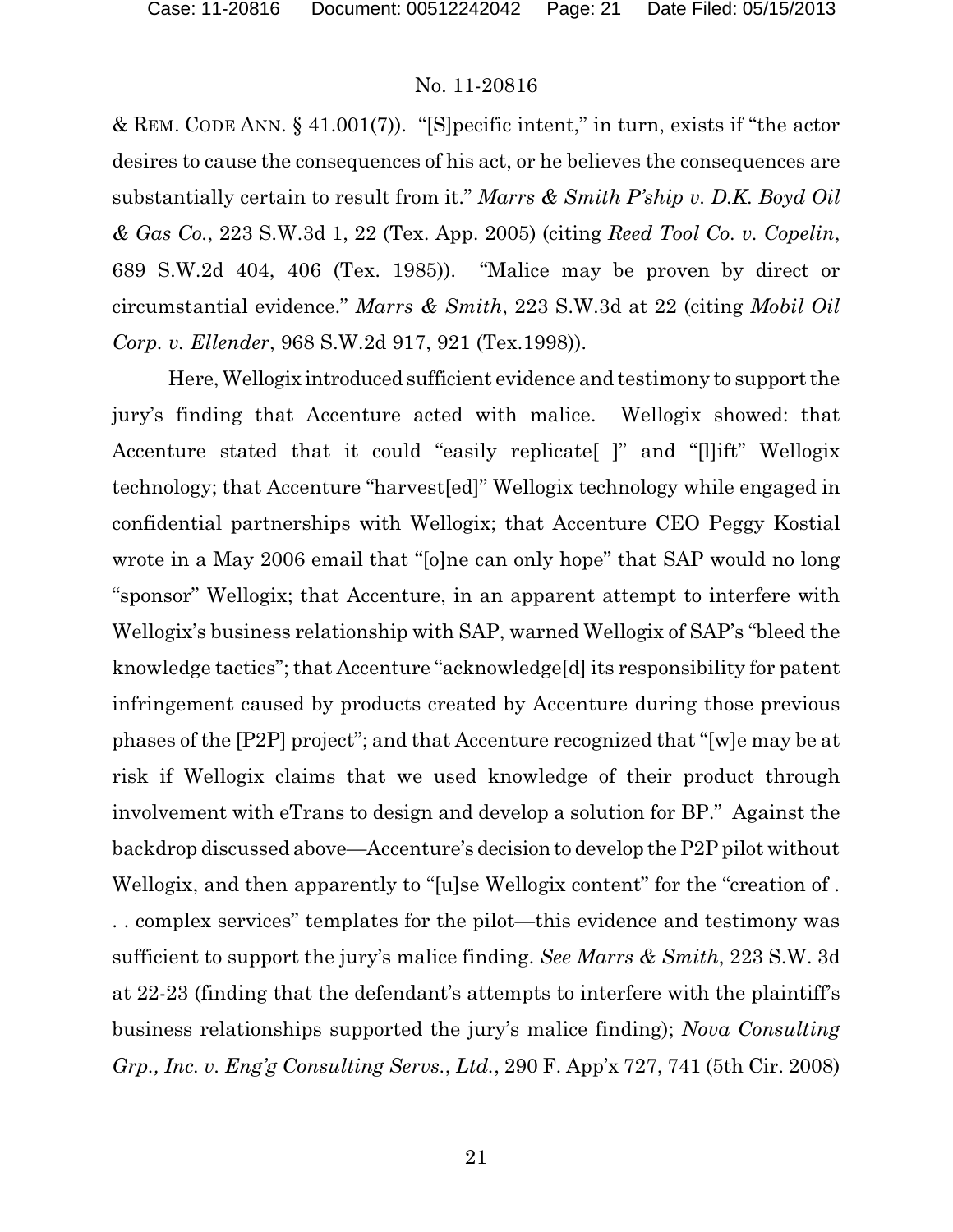& REM. CODE ANN. § 41.001(7)). "[S]pecific intent," in turn, exists if "the actor desires to cause the consequences of his act, or he believes the consequences are substantially certain to result from it." *Marrs & Smith P'ship v. D.K. Boyd Oil & Gas Co.*, 223 S.W.3d 1, 22 (Tex. App. 2005) (citing *Reed Tool Co. v. Copelin*, 689 S.W.2d 404, 406 (Tex. 1985)). "Malice may be proven by direct or circumstantial evidence." *Marrs & Smith*, 223 S.W.3d at 22 (citing *Mobil Oil Corp. v. Ellender*, 968 S.W.2d 917, 921 (Tex.1998)).

Here, Wellogix introduced sufficient evidence and testimony to support the jury's finding that Accenture acted with malice. Wellogix showed: that Accenture stated that it could "easily replicate[ ]" and "[l]ift" Wellogix technology; that Accenture "harvest[ed]" Wellogix technology while engaged in confidential partnerships with Wellogix; that Accenture CEO Peggy Kostial wrote in a May 2006 email that "[o]ne can only hope" that SAP would no long "sponsor" Wellogix; that Accenture, in an apparent attempt to interfere with Wellogix's business relationship with SAP, warned Wellogix of SAP's "bleed the knowledge tactics"; that Accenture "acknowledge[d] its responsibility for patent infringement caused by products created by Accenture during those previous phases of the [P2P] project"; and that Accenture recognized that "[w]e may be at risk if Wellogix claims that we used knowledge of their product through involvement with eTrans to design and develop a solution for BP." Against the backdrop discussed above—Accenture's decision to develop the P2P pilot without Wellogix, and then apparently to "[u]se Wellogix content" for the "creation of . . . complex services" templates for the pilot—this evidence and testimony was sufficient to support the jury's malice finding. *See Marrs & Smith*, 223 S.W. 3d at 22-23 (finding that the defendant's attempts to interfere with the plaintiff's business relationships supported the jury's malice finding); *Nova Consulting Grp., Inc. v. Eng'g Consulting Servs., Ltd.*, 290 F. App'x 727, 741 (5th Cir. 2008)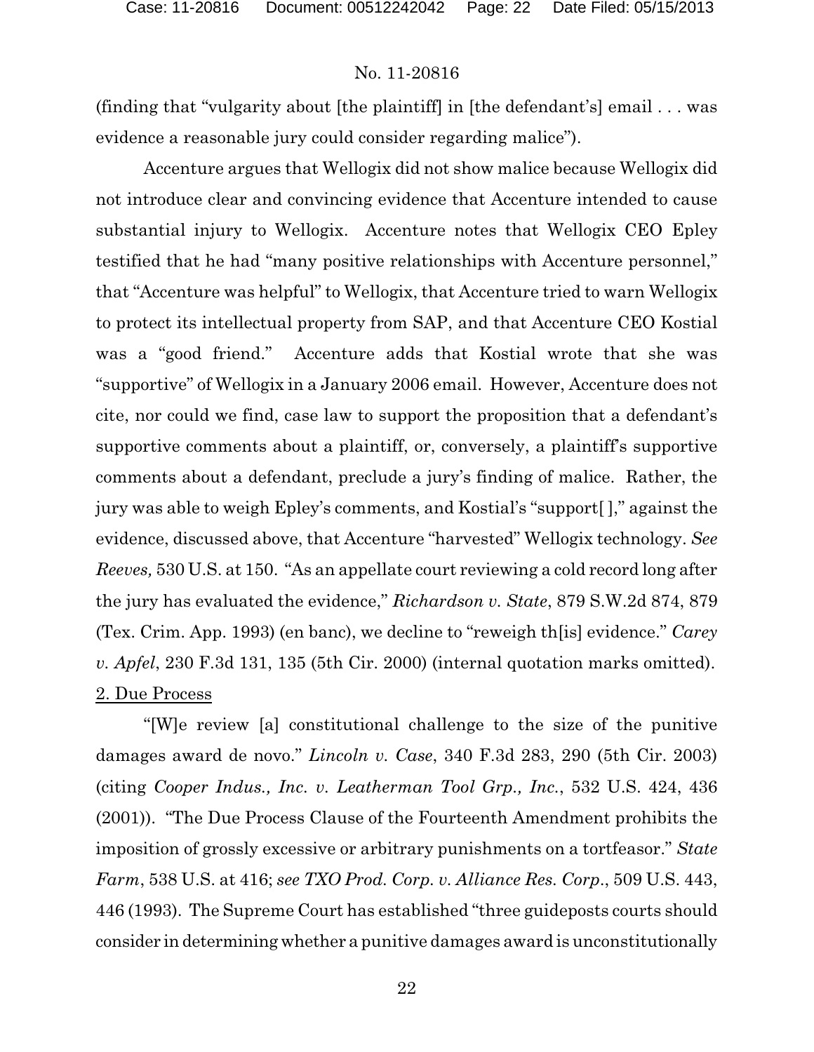(finding that "vulgarity about [the plaintiff] in [the defendant's] email . . . was evidence a reasonable jury could consider regarding malice").

Accenture argues that Wellogix did not show malice because Wellogix did not introduce clear and convincing evidence that Accenture intended to cause substantial injury to Wellogix. Accenture notes that Wellogix CEO Epley testified that he had "many positive relationships with Accenture personnel," that "Accenture was helpful" to Wellogix, that Accenture tried to warn Wellogix to protect its intellectual property from SAP, and that Accenture CEO Kostial was a "good friend." Accenture adds that Kostial wrote that she was "supportive" of Wellogix in a January 2006 email. However, Accenture does not cite, nor could we find, case law to support the proposition that a defendant's supportive comments about a plaintiff, or, conversely, a plaintiff's supportive comments about a defendant, preclude a jury's finding of malice. Rather, the jury was able to weigh Epley's comments, and Kostial's "support[ ]," against the evidence, discussed above, that Accenture "harvested" Wellogix technology. *See Reeves,* 530 U.S. at 150. "As an appellate court reviewing a cold record long after the jury has evaluated the evidence," *Richardson v. State*, 879 S.W.2d 874, 879 (Tex. Crim. App. 1993) (en banc), we decline to "reweigh th[is] evidence." *Carey v. Apfel*, 230 F.3d 131, 135 (5th Cir. 2000) (internal quotation marks omitted).

<u>2. Due Process</u>

"[W]e review [a] constitutional challenge to the size of the punitive damages award de novo." *Lincoln v. Case*, 340 F.3d 283, 290 (5th Cir. 2003) (citing *Cooper Indus., Inc. v. Leatherman Tool Grp., Inc.*, 532 U.S. 424, 436 (2001)). "The Due Process Clause of the Fourteenth Amendment prohibits the imposition of grossly excessive or arbitrary punishments on a tortfeasor." *State Farm*, 538 U.S. at 416; *see TXO Prod. Corp. v. Alliance Res. Corp.*, 509 U.S. 443, 446 (1993). The Supreme Court has established "three guideposts courts should consider in determining whether a punitive damages award is unconstitutionally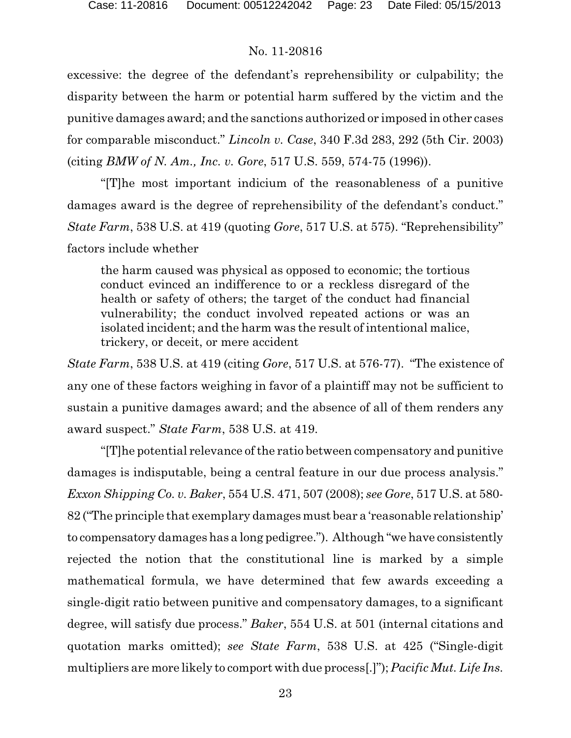excessive: the degree of the defendant's reprehensibility or culpability; the disparity between the harm or potential harm suffered by the victim and the punitive damages award; and the sanctions authorized or imposed in other cases for comparable misconduct." *Lincoln v. Case*, 340 F.3d 283, 292 (5th Cir. 2003) (citing *BMW of N. Am., Inc. v. Gore*, 517 U.S. 559, 574-75 (1996)).

"[T]he most important indicium of the reasonableness of a punitive damages award is the degree of reprehensibility of the defendant's conduct." *State Farm*, 538 U.S. at 419 (quoting *Gore*, 517 U.S. at 575). "Reprehensibility" factors include whether

> the harm caused was physical as opposed to economic; the tortious conduct evinced an indifference to or a reckless disregard of the health or safety of others; the target of the conduct had financial vulnerability; the conduct involved repeated actions or was an isolated incident; and the harm was the result of intentional malice, trickery, or deceit, or mere accident

*State Farm*, 538 U.S. at 419 (citing *Gore*, 517 U.S. at 576-77). "The existence of any one of these factors weighing in favor of a plaintiff may not be sufficient to sustain a punitive damages award; and the absence of all of them renders any award suspect." *State Farm*, 538 U.S. at 419.

"[T]he potential relevance of the ratio between compensatory and punitive damages is indisputable, being a central feature in our due process analysis." *Exxon Shipping Co. v. Baker*, 554 U.S. 471, 507 (2008); *see Gore*, 517 U.S. at 580-82 ("The principle that exemplary damages must bear a 'reasonable relationship' to compensatory damages has a long pedigree."). Although "we have consistently rejected the notion that the constitutional line is marked by a simple mathematical formula, we have determined that few awards exceeding a single-digit ratio between punitive and compensatory damages, to a significant degree, will satisfy due process." *Baker*, 554 U.S. at 501 (internal citations and quotation marks omitted); *see State Farm*, 538 U.S. at 425 ("Single-digit multipliers are more likely to comport with due process[.]"); *Pacific Mut. Life Ins.*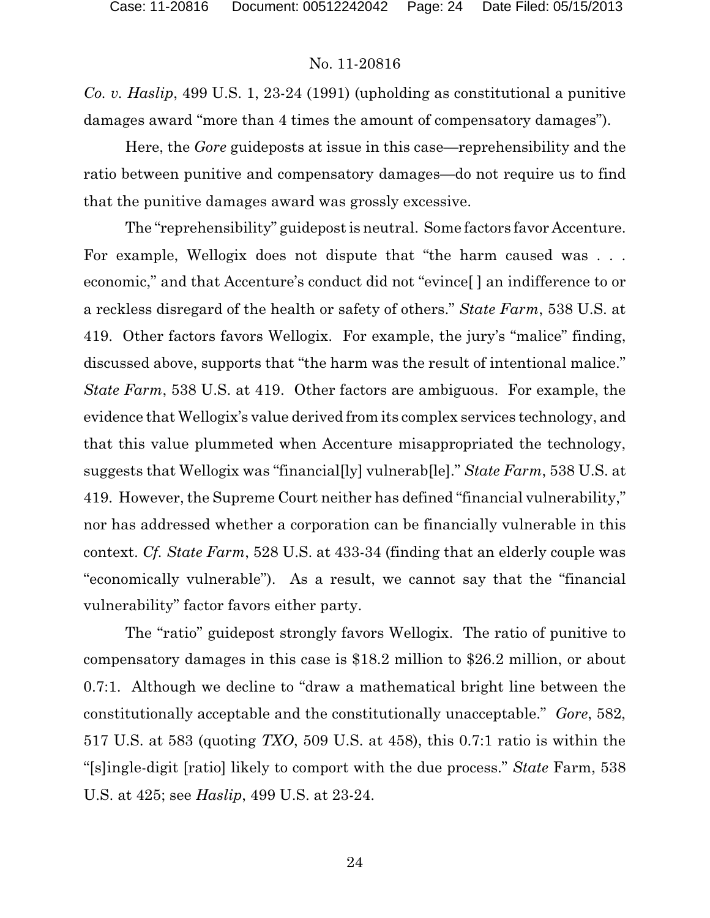*Co. v. Haslip*, 499 U.S. 1, 23-24 (1991) (upholding as constitutional a punitive damages award "more than 4 times the amount of compensatory damages").

Here, the *Gore* guideposts at issue in this case—reprehensibility and the ratio between punitive and compensatory damages—do not require us to find that the punitive damages award was grossly excessive.

The "reprehensibility" guidepost is neutral. Some factors favor Accenture. For example, Wellogix does not dispute that "the harm caused was . . . economic," and that Accenture's conduct did not "evince[ ] an indifference to or a reckless disregard of the health or safety of others." *State Farm*, 538 U.S. at 419. Other factors favors Wellogix. For example, the jury's "malice" finding, discussed above, supports that "the harm was the result of intentional malice." *State Farm*, 538 U.S. at 419. Other factors are ambiguous. For example, the evidence that Wellogix's value derived from its complex services technology, and that this value plummeted when Accenture misappropriated the technology, suggests that Wellogix was "financial[ly] vulnerab[le]." *State Farm*, 538 U.S. at 419. However, the Supreme Court neither has defined "financial vulnerability," nor has addressed whether a corporation can be financially vulnerable in this context. *Cf. State Farm*, 528 U.S. at 433-34 (finding that an elderly couple was "economically vulnerable"). As a result, we cannot say that the "financial vulnerability" factor favors either party.

The "ratio" guidepost strongly favors Wellogix. The ratio of punitive to compensatory damages in this case is \$18.2 million to \$26.2 million, or about 0.7:1. Although we decline to "draw a mathematical bright line between the constitutionally acceptable and the constitutionally unacceptable." *Gore*, 582, 517 U.S. at 583 (quoting *TXO*, 509 U.S. at 458), this 0.7:1 ratio is within the "[s]ingle-digit [ratio] likely to comport with the due process." *State* Farm, 538 U.S. at 425; see *Haslip*, 499 U.S. at 23-24.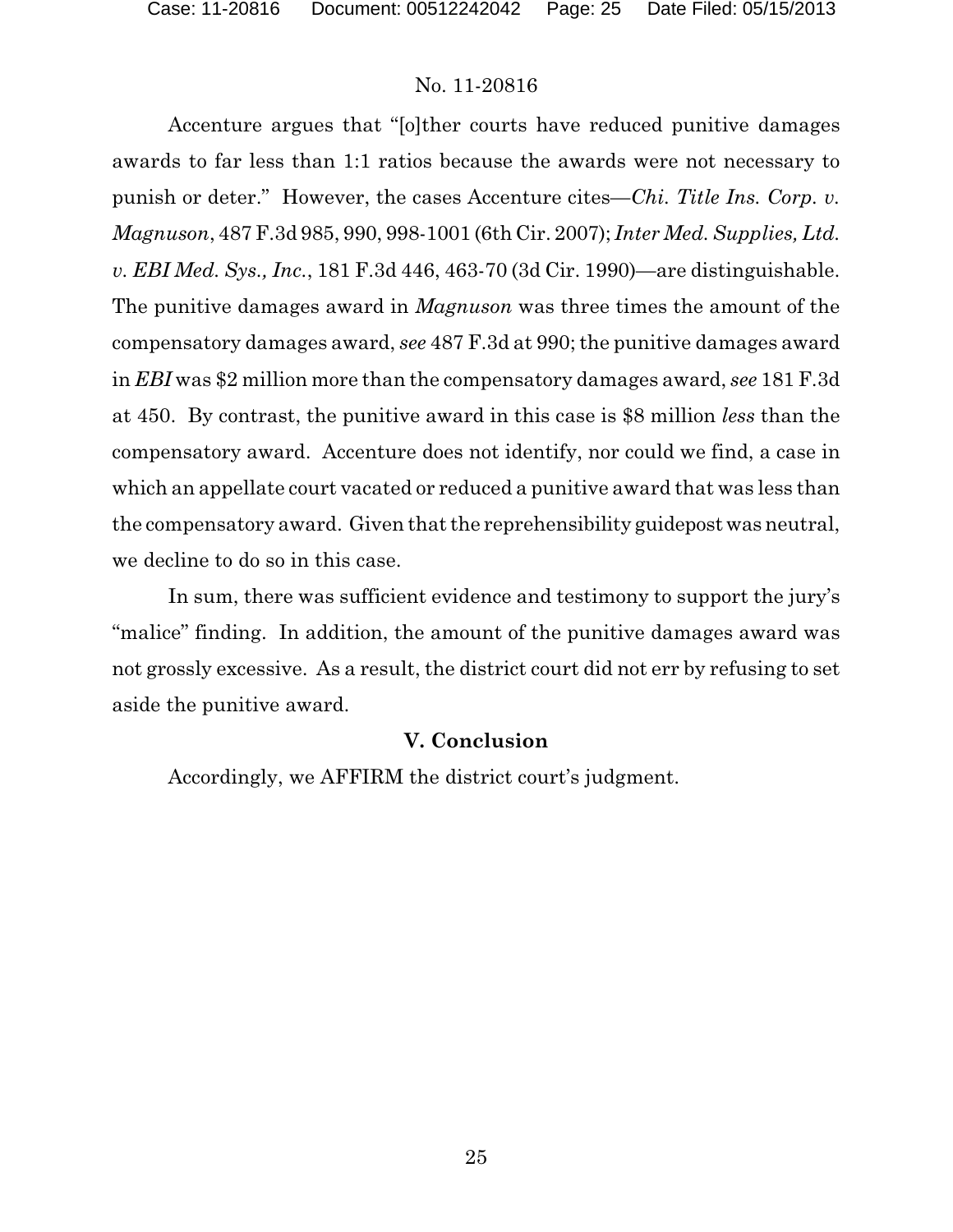Accenture argues that "[o]ther courts have reduced punitive damages awards to far less than 1:1 ratios because the awards were not necessary to punish or deter." However, the cases Accenture cites—*Chi. Title Ins. Corp. v. Magnuson*, 487 F.3d 985, 990, 998-1001 (6th Cir. 2007); *Inter Med. Supplies, Ltd. v. EBI Med. Sys., Inc.*, 181 F.3d 446, 463-70 (3d Cir. 1990)—are distinguishable. The punitive damages award in *Magnuson* was three times the amount of the compensatory damages award, *see* 487 F.3d at 990; the punitive damages award in *EBI* was $2 million more than the compensatory damages award, *see* 181 F.3d at 450. By contrast, the punitive award in this case is $8 million *less* than the compensatory award. Accenture does not identify, nor could we find, a case in which an appellate court vacated or reduced a punitive award that was less than the compensatory award. Given that the reprehensibility guidepost was neutral, we decline to do so in this case.

In sum, there was sufficient evidence and testimony to support the jury's "malice" finding. In addition, the amount of the punitive damages award was not grossly excessive. As a result, the district court did not err by refusing to set aside the punitive award.

## V. Conclusion

Accordingly, we AFFIRM the district court's judgment.